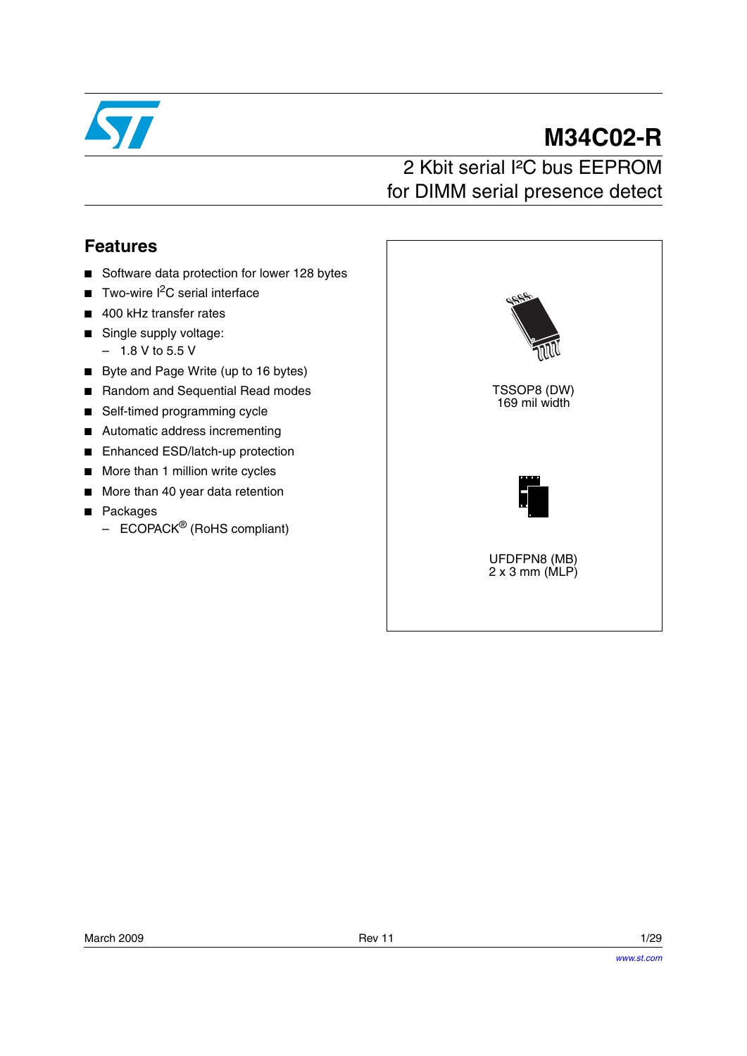# M34C02-R

## 2 Kbit serial I²C bus EEPROM for DIMM serial presence detect

### Features

- Software data protection for lower 128 bytes
- Two-wire I²C serial interface
- 400 kHz transfer rates
- Single supply voltage:
  - 1.8 V to 5.5 V
- Byte and Page Write (up to 16 bytes)
- Random and Sequential Read modes
- Self-timed programming cycle
- Automatic address incrementing
- Enhanced ESD/latch-up protection
- More than 1 million write cycles
- More than 40 year data retention
- Packages
  - ECOPACK® (RoHS compliant)

TSSOP8 (DW)
169 mil width

UFDFPN8 (MB)
2 x 3 mm (MLP)

March 2009 Rev 11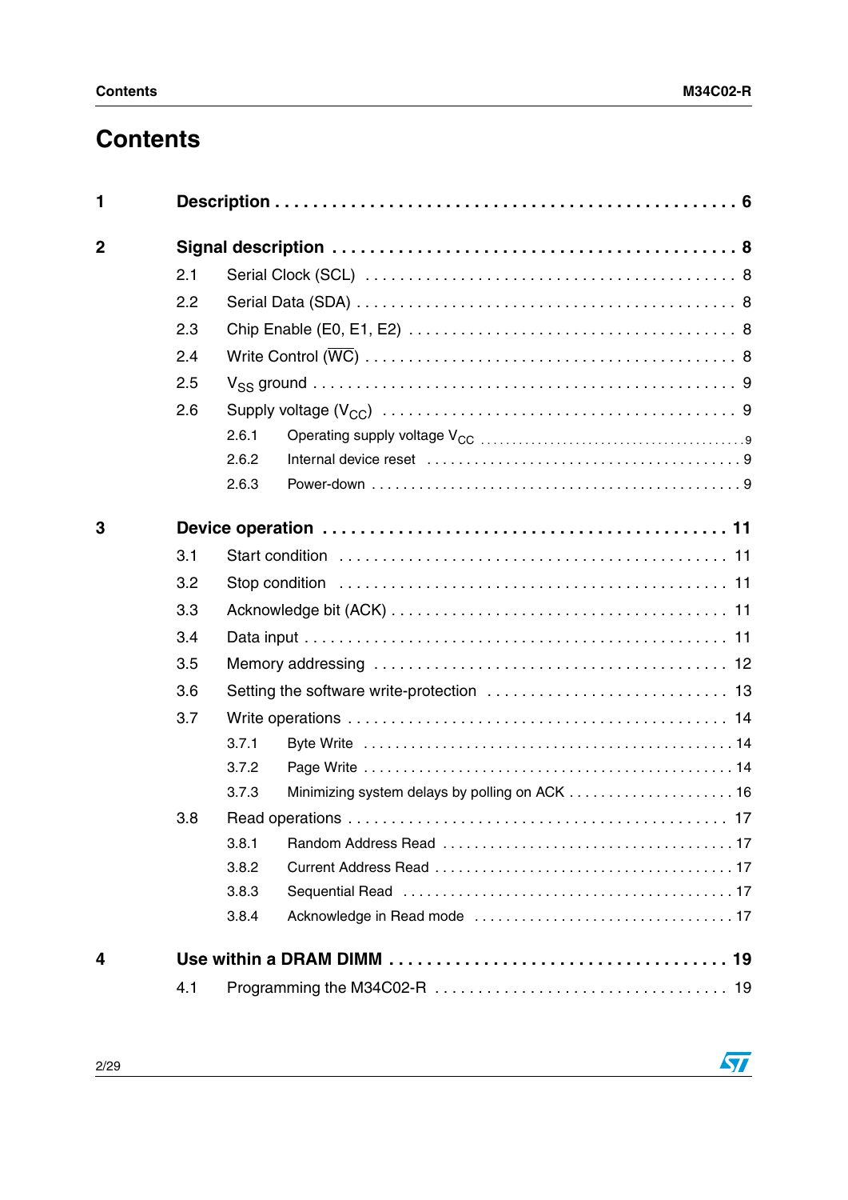# Contents

**1 Description . . . . . . . . . . . . . . . . . . . . . . . . . . . . . . . . . . . . . . . . . . . . . 6**

**2 Signal description . . . . . . . . . . . . . . . . . . . . . . . . . . . . . . . . . . . . . . . . . 8**

- 2.1 Serial Clock (SCL) . . . . . . . . . . . . . . . . . . . . . . . . . . . . . . . . . . . . . . . 8
- 2.2 Serial Data (SDA) . . . . . . . . . . . . . . . . . . . . . . . . . . . . . . . . . . . . . . . 8
- 2.3 Chip Enable (E0, E1, E2) . . . . . . . . . . . . . . . . . . . . . . . . . . . . . . . . . . 8
- 2.4 Write Control ($\overline{WC}$) . . . . . . . . . . . . . . . . . . . . . . . . . . . . . . . . . . . . . 8
- 2.5 $V_{SS}$ ground . . . . . . . . . . . . . . . . . . . . . . . . . . . . . . . . . . . . . . . . . . . 9
- 2.6 Supply voltage ($V_{CC}$) . . . . . . . . . . . . . . . . . . . . . . . . . . . . . . . . . . . . 9
  - 2.6.1 Operating supply voltage $V_{CC}$ . . . . . . . . . . . . . . . . . . . . . . . . . . . 9
  - 2.6.2 Internal device reset . . . . . . . . . . . . . . . . . . . . . . . . . . . . . . . . . . 9
  - 2.6.3 Power-down . . . . . . . . . . . . . . . . . . . . . . . . . . . . . . . . . . . . . . . 9

**3 Device operation . . . . . . . . . . . . . . . . . . . . . . . . . . . . . . . . . . . . . . . . . 11**

- 3.1 Start condition . . . . . . . . . . . . . . . . . . . . . . . . . . . . . . . . . . . . . . . . . 11
- 3.2 Stop condition . . . . . . . . . . . . . . . . . . . . . . . . . . . . . . . . . . . . . . . . . 11
- 3.3 Acknowledge bit (ACK) . . . . . . . . . . . . . . . . . . . . . . . . . . . . . . . . . . . 11
- 3.4 Data input . . . . . . . . . . . . . . . . . . . . . . . . . . . . . . . . . . . . . . . . . . . 11
- 3.5 Memory addressing . . . . . . . . . . . . . . . . . . . . . . . . . . . . . . . . . . . . . 12
- 3.6 Setting the software write-protection . . . . . . . . . . . . . . . . . . . . . . . . . . 13
- 3.7 Write operations . . . . . . . . . . . . . . . . . . . . . . . . . . . . . . . . . . . . . . . 14
  - 3.7.1 Byte Write . . . . . . . . . . . . . . . . . . . . . . . . . . . . . . . . . . . . . . . . 14
  - 3.7.2 Page Write . . . . . . . . . . . . . . . . . . . . . . . . . . . . . . . . . . . . . . . . 14
  - 3.7.3 Minimizing system delays by polling on ACK . . . . . . . . . . . . . . . . . . . . 16
- 3.8 Read operations . . . . . . . . . . . . . . . . . . . . . . . . . . . . . . . . . . . . . . . 17
  - 3.8.1 Random Address Read . . . . . . . . . . . . . . . . . . . . . . . . . . . . . . . . . 17
  - 3.8.2 Current Address Read . . . . . . . . . . . . . . . . . . . . . . . . . . . . . . . . . 17
  - 3.8.3 Sequential Read . . . . . . . . . . . . . . . . . . . . . . . . . . . . . . . . . . . . 17
  - 3.8.4 Acknowledge in Read mode . . . . . . . . . . . . . . . . . . . . . . . . . . . . . . 17

**4 Use within a DRAM DIMM . . . . . . . . . . . . . . . . . . . . . . . . . . . . . . . . . . . 19**

- 4.1 Programming the M34C02-R . . . . . . . . . . . . . . . . . . . . . . . . . . . . . . . . 19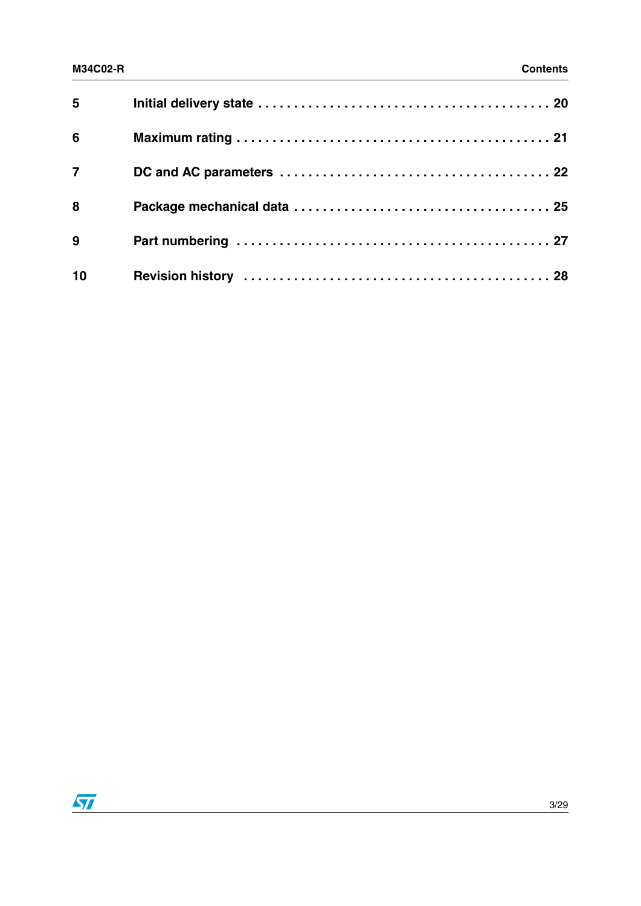| | | |
|---|---|---|
| **5** | **Initial delivery state** | **20** |
| **6** | **Maximum rating** | **21** |
| **7** | **DC and AC parameters** | **22** |
| **8** | **Package mechanical data** | **25** |
| **9** | **Part numbering** | **27** |
| **10** | **Revision history** | **28** |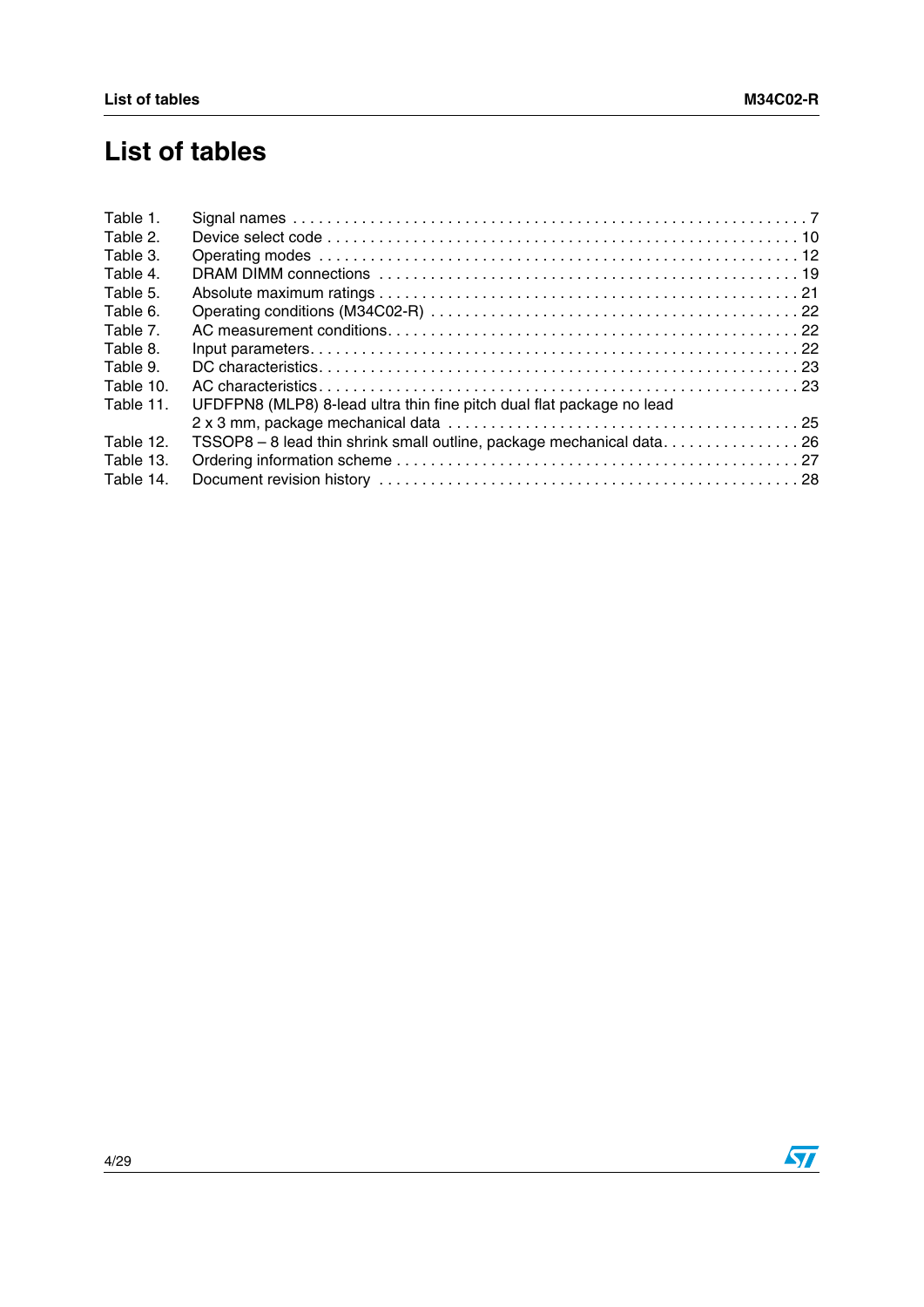# List of tables

Table 1. Signal names . . . . . . . . . . . . . . . . . . . . . . . . . . . . . . . . . . . . . . . . . . . . . . . . . . . . . . . . . . . . 7
Table 2. Device select code . . . . . . . . . . . . . . . . . . . . . . . . . . . . . . . . . . . . . . . . . . . . . . . . . . . . . . . . 10
Table 3. Operating modes . . . . . . . . . . . . . . . . . . . . . . . . . . . . . . . . . . . . . . . . . . . . . . . . . . . . . . . . . 12
Table 4. DRAM DIMM connections . . . . . . . . . . . . . . . . . . . . . . . . . . . . . . . . . . . . . . . . . . . . . . . . . . 19
Table 5. Absolute maximum ratings . . . . . . . . . . . . . . . . . . . . . . . . . . . . . . . . . . . . . . . . . . . . . . . . . . 21
Table 6. Operating conditions (M34C02-R) . . . . . . . . . . . . . . . . . . . . . . . . . . . . . . . . . . . . . . . . . . . . 22
Table 7. AC measurement conditions. . . . . . . . . . . . . . . . . . . . . . . . . . . . . . . . . . . . . . . . . . . . . . . . . 22
Table 8. Input parameters. . . . . . . . . . . . . . . . . . . . . . . . . . . . . . . . . . . . . . . . . . . . . . . . . . . . . . . . . . 22
Table 9. DC characteristics. . . . . . . . . . . . . . . . . . . . . . . . . . . . . . . . . . . . . . . . . . . . . . . . . . . . . . . . . 23
Table 10. AC characteristics. . . . . . . . . . . . . . . . . . . . . . . . . . . . . . . . . . . . . . . . . . . . . . . . . . . . . . . . . 23
Table 11. UFDFPN8 (MLP8) 8-lead ultra thin fine pitch dual flat package no lead 2 x 3 mm, package mechanical data . . . . . . . . . . . . . . . . . . . . . . . . . . . . . . . . . . . . . . . . . 25
Table 12. TSSOP8 – 8 lead thin shrink small outline, package mechanical data. . . . . . . . . . . . . . . . 26
Table 13. Ordering information scheme . . . . . . . . . . . . . . . . . . . . . . . . . . . . . . . . . . . . . . . . . . . . . . . 27
Table 14. Document revision history . . . . . . . . . . . . . . . . . . . . . . . . . . . . . . . . . . . . . . . . . . . . . . . . . 28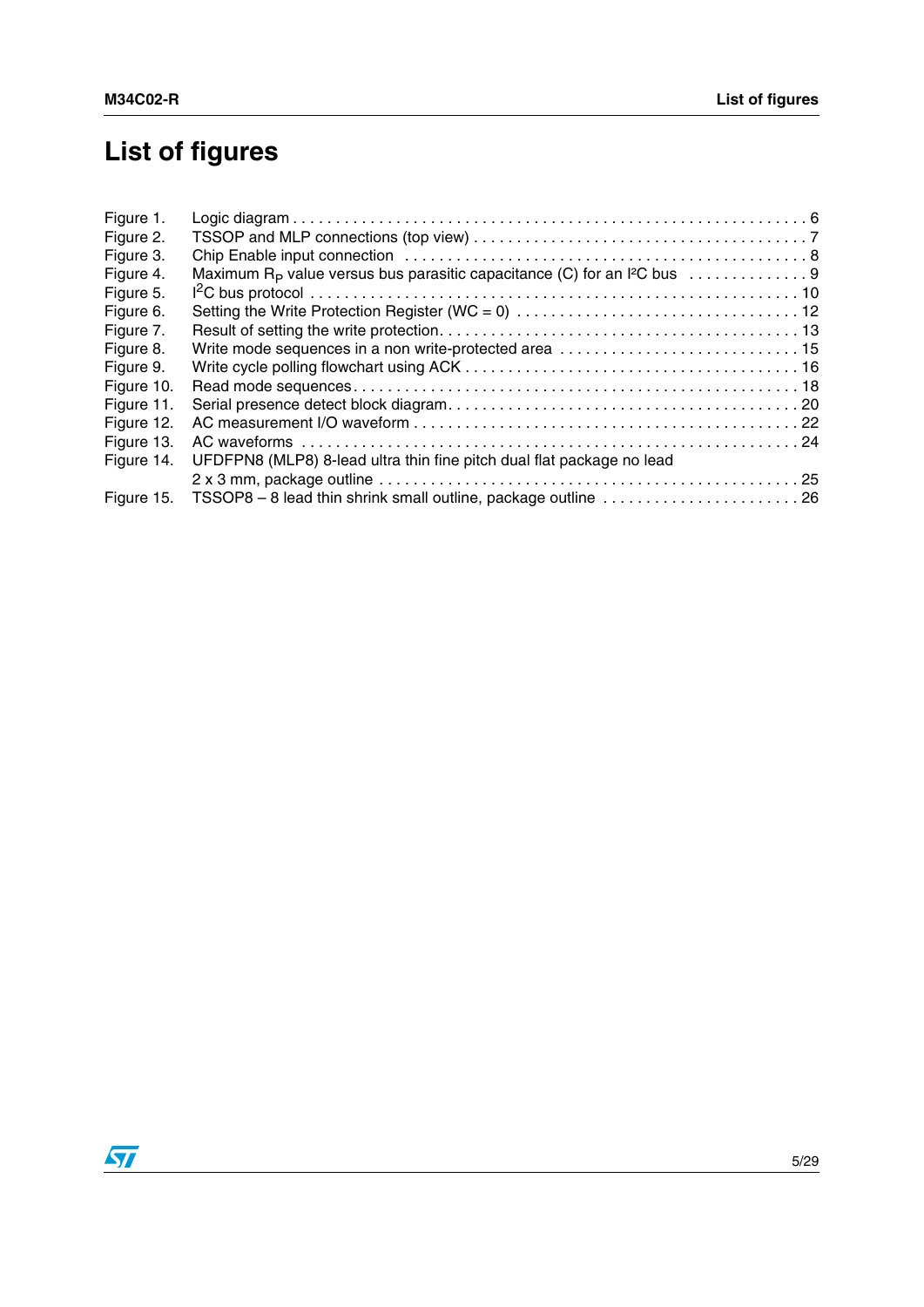# List of figures

Figure 1. Logic diagram . . . . . . . . . . . . . . . . . . . . . . . . . . . . . . . . . . . . . . . . . . . . . . . . . . . . . . . . . . . 6
Figure 2. TSSOP and MLP connections (top view) . . . . . . . . . . . . . . . . . . . . . . . . . . . . . . . . . . . . . 7
Figure 3. Chip Enable input connection . . . . . . . . . . . . . . . . . . . . . . . . . . . . . . . . . . . . . . . . . . . . . 8
Figure 4. Maximum $R_P$ value versus bus parasitic capacitance (C) for an I²C bus . . . . . . . . . . . . . . 9
Figure 5. $I^2C$ bus protocol . . . . . . . . . . . . . . . . . . . . . . . . . . . . . . . . . . . . . . . . . . . . . . . . . . . . . 10
Figure 6. Setting the Write Protection Register (WC = 0) . . . . . . . . . . . . . . . . . . . . . . . . . . . . . . . . 12
Figure 7. Result of setting the write protection. . . . . . . . . . . . . . . . . . . . . . . . . . . . . . . . . . . . . . . . 13
Figure 8. Write mode sequences in a non write-protected area . . . . . . . . . . . . . . . . . . . . . . . . . . . 15
Figure 9. Write cycle polling flowchart using ACK . . . . . . . . . . . . . . . . . . . . . . . . . . . . . . . . . . . . . 16
Figure 10. Read mode sequences. . . . . . . . . . . . . . . . . . . . . . . . . . . . . . . . . . . . . . . . . . . . . . . . . 18
Figure 11. Serial presence detect block diagram. . . . . . . . . . . . . . . . . . . . . . . . . . . . . . . . . . . . . . . 20
Figure 12. AC measurement I/O waveform . . . . . . . . . . . . . . . . . . . . . . . . . . . . . . . . . . . . . . . . . . . 22
Figure 13. AC waveforms . . . . . . . . . . . . . . . . . . . . . . . . . . . . . . . . . . . . . . . . . . . . . . . . . . . . . . . 24
Figure 14. UFDFPN8 (MLP8) 8-lead ultra thin fine pitch dual flat package no lead 2 x 3 mm, package outline . . . . . . . . . . . . . . . . . . . . . . . . . . . . . . . . . . . . . . . . . . . . . . . . 25
Figure 15. TSSOP8 – 8 lead thin shrink small outline, package outline . . . . . . . . . . . . . . . . . . . . . . . 26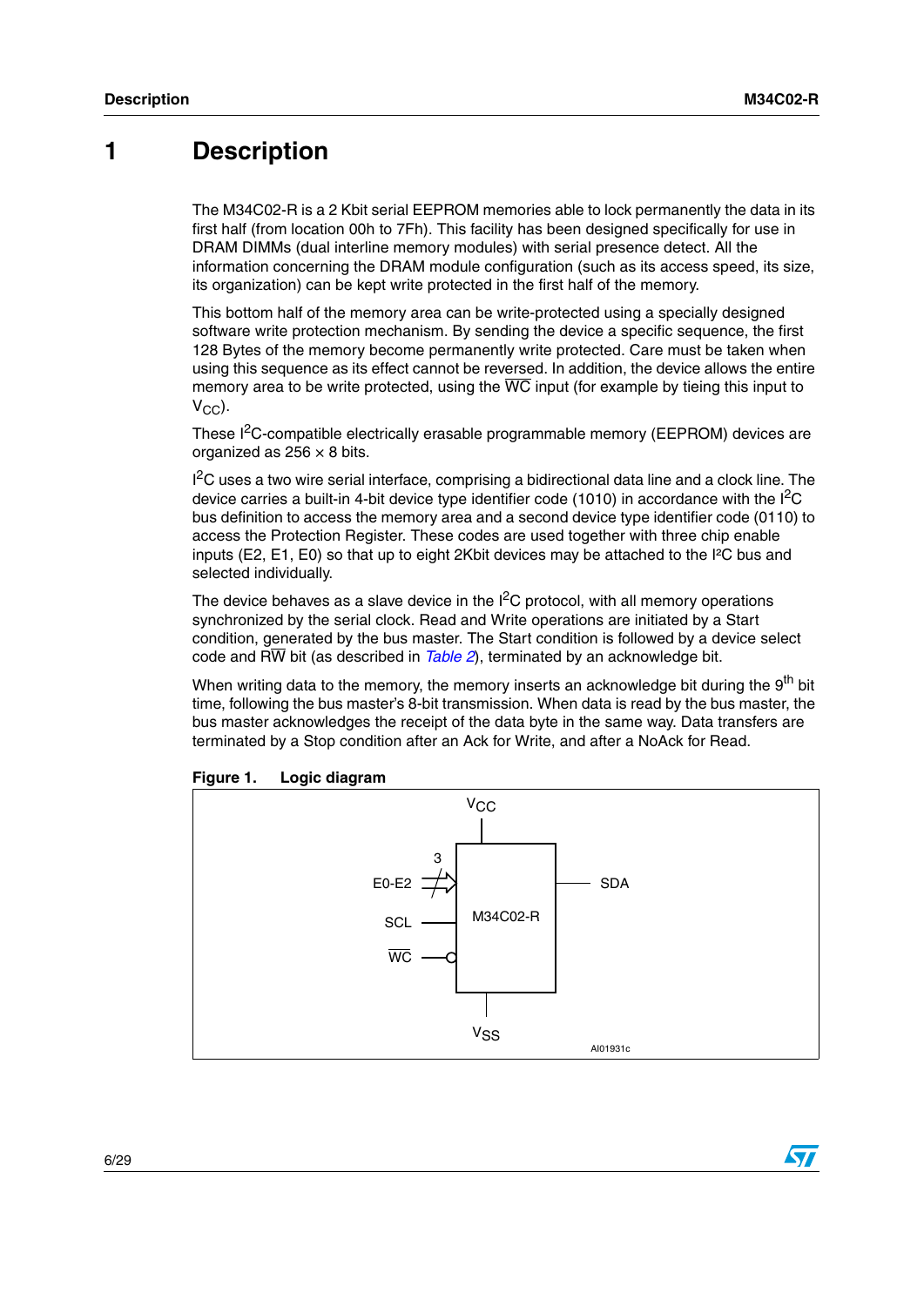# 1 Description

The M34C02-R is a 2 Kbit serial EEPROM memories able to lock permanently the data in its first half (from location 00h to 7Fh). This facility has been designed specifically for use in DRAM DIMMs (dual interline memory modules) with serial presence detect. All the information concerning the DRAM module configuration (such as its access speed, its size, its organization) can be kept write protected in the first half of the memory.

This bottom half of the memory area can be write-protected using a specially designed software write protection mechanism. By sending the device a specific sequence, the first 128 Bytes of the memory become permanently write protected. Care must be taken when using this sequence as its effect cannot be reversed. In addition, the device allows the entire memory area to be write protected, using the $\overline{WC}$ input (for example by tieing this input to $V_{CC}$).

These $I^2C$-compatible electrically erasable programmable memory (EEPROM) devices are organized as 256 × 8 bits.

$I^2C$ uses a two wire serial interface, comprising a bidirectional data line and a clock line. The device carries a built-in 4-bit device type identifier code (1010) in accordance with the $I^2C$ bus definition to access the memory area and a second device type identifier code (0110) to access the Protection Register. These codes are used together with three chip enable inputs (E2, E1, E0) so that up to eight 2Kbit devices may be attached to the $I^2C$ bus and selected individually.

The device behaves as a slave device in the $I^2C$ protocol, with all memory operations synchronized by the serial clock. Read and Write operations are initiated by a Start condition, generated by the bus master. The Start condition is followed by a device select code and $R\overline{W}$ bit (as described in *Table 2*), terminated by an acknowledge bit.

When writing data to the memory, the memory inserts an acknowledge bit during the $9^{th}$ bit time, following the bus master's 8-bit transmission. When data is read by the bus master, the bus master acknowledges the receipt of the data byte in the same way. Data transfers are terminated by a Stop condition after an Ack for Write, and after a NoAck for Read.

**Figure 1. Logic diagram**

$V_{CC}$, E0-E2 (3), SCL, $\overline{WC}$, M34C02-R, SDA, $V_{SS}$

AI01931c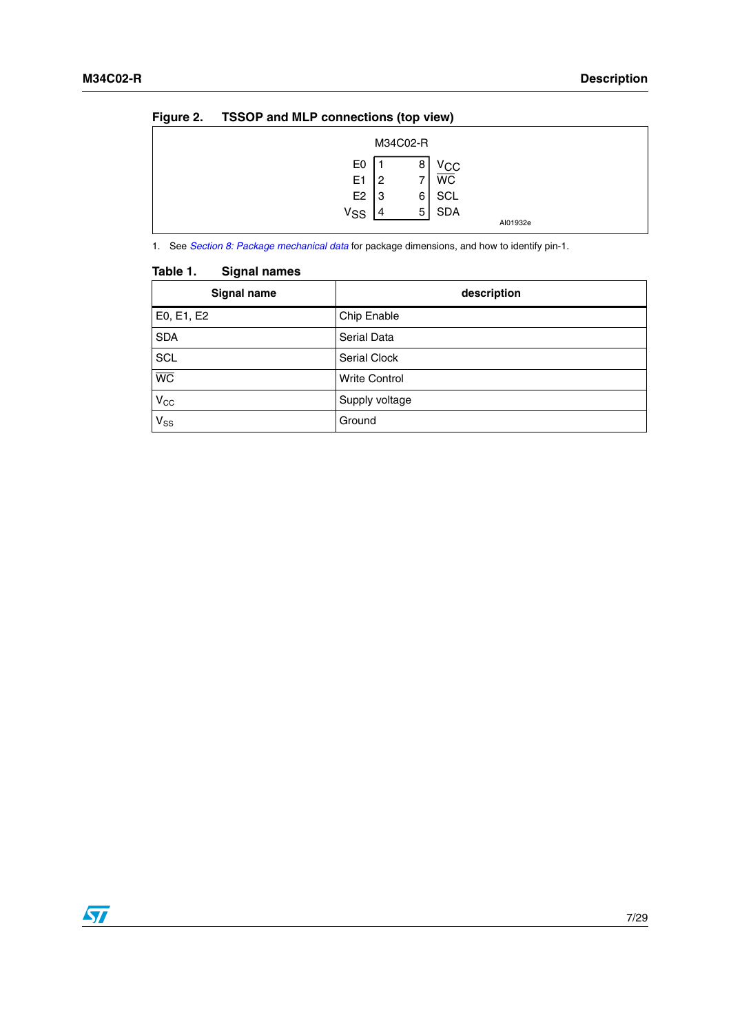**Figure 2. TSSOP and MLP connections (top view)**

| | M34C02-R | | |
|---|---|---|---|
| E0 | 1 | 8 | $V_{CC}$ |
| E1 | 2 | 7 | $\overline{WC}$ |
| E2 | 3 | 6 | SCL |
| $V_{SS}$ | 4 | 5 | SDA |

AI01932e

1. See *Section 8: Package mechanical data* for package dimensions, and how to identify pin-1.

**Table 1. Signal names**

| Signal name | description |
|---|---|
| E0, E1, E2 | Chip Enable |
| SDA | Serial Data |
| SCL | Serial Clock |
| $\overline{WC}$ | Write Control |
| $V_{CC}$ | Supply voltage |
| $V_{SS}$ | Ground |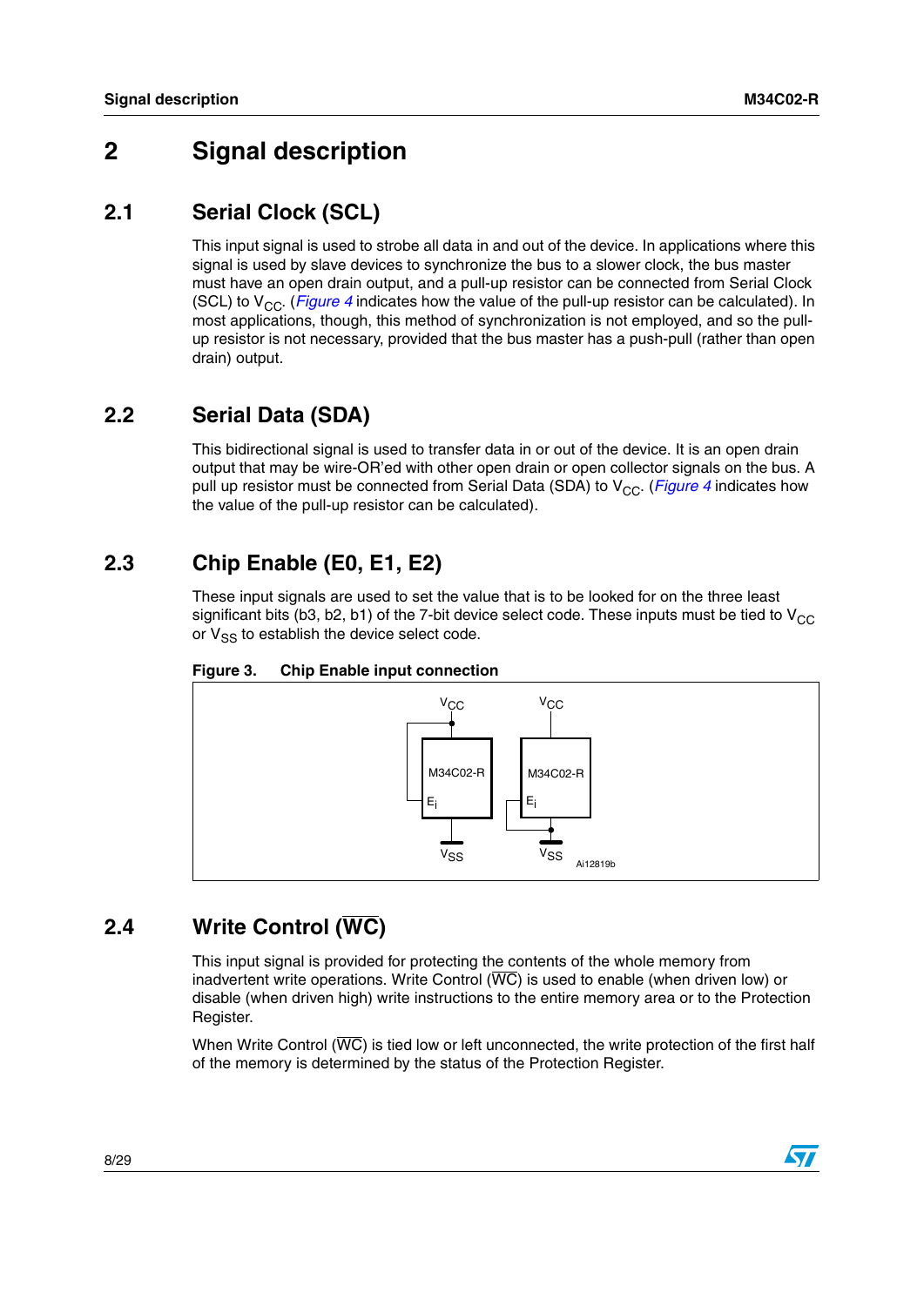# 2 Signal description

## 2.1 Serial Clock (SCL)

This input signal is used to strobe all data in and out of the device. In applications where this signal is used by slave devices to synchronize the bus to a slower clock, the bus master must have an open drain output, and a pull-up resistor can be connected from Serial Clock (SCL) to $V_{CC}$. (*Figure 4* indicates how the value of the pull-up resistor can be calculated). In most applications, though, this method of synchronization is not employed, and so the pull-up resistor is not necessary, provided that the bus master has a push-pull (rather than open drain) output.

## 2.2 Serial Data (SDA)

This bidirectional signal is used to transfer data in or out of the device. It is an open drain output that may be wire-OR'ed with other open drain or open collector signals on the bus. A pull up resistor must be connected from Serial Data (SDA) to $V_{CC}$. (*Figure 4* indicates how the value of the pull-up resistor can be calculated).

## 2.3 Chip Enable (E0, E1, E2)

These input signals are used to set the value that is to be looked for on the three least significant bits (b3, b2, b1) of the 7-bit device select code. These inputs must be tied to $V_{CC}$ or $V_{SS}$ to establish the device select code.

**Figure 3. Chip Enable input connection**

## 2.4 Write Control ($\overline{WC}$)

This input signal is provided for protecting the contents of the whole memory from inadvertent write operations. Write Control ($\overline{WC}$) is used to enable (when driven low) or disable (when driven high) write instructions to the entire memory area or to the Protection Register.

When Write Control ($\overline{WC}$) is tied low or left unconnected, the write protection of the first half of the memory is determined by the status of the Protection Register.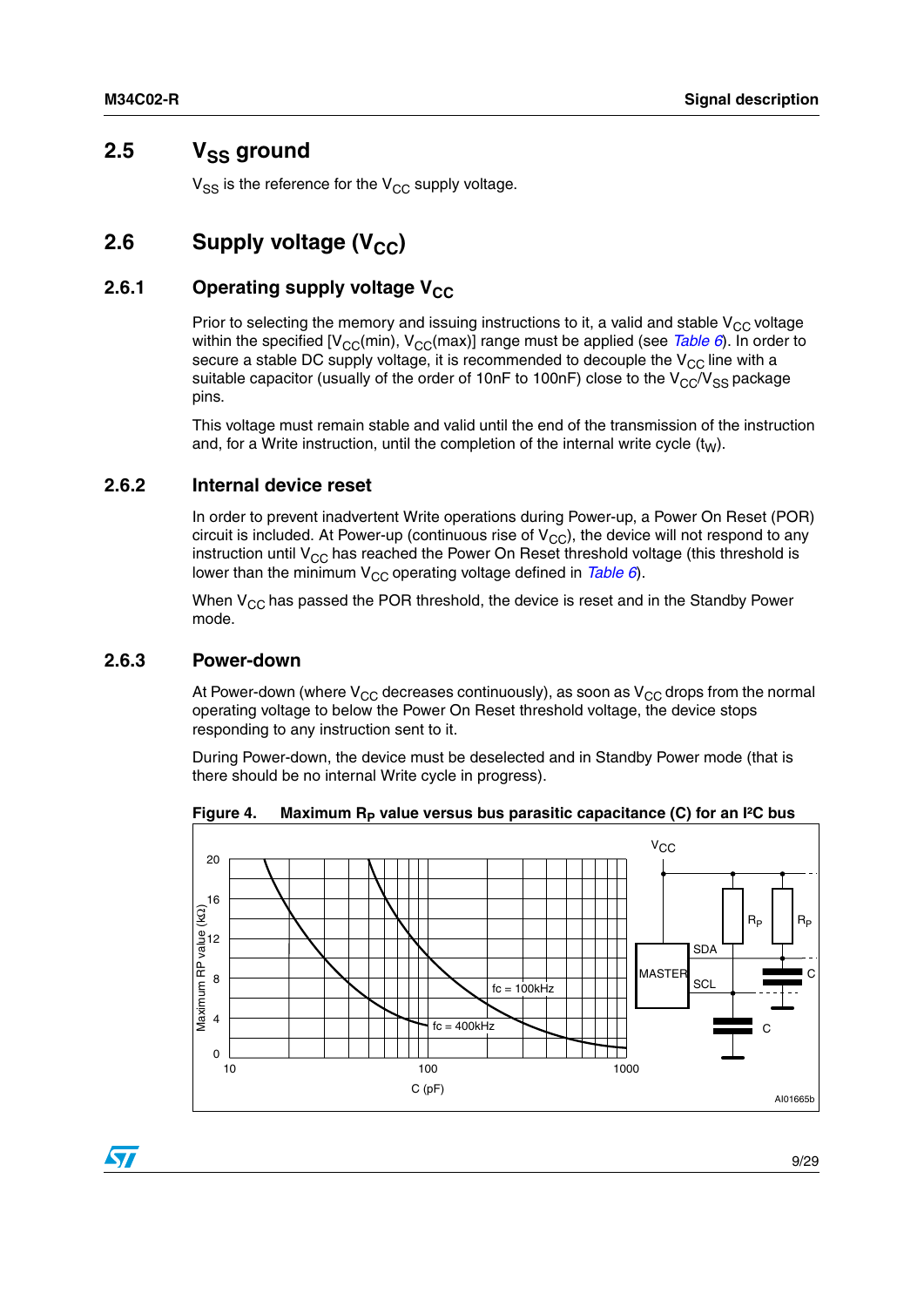## 2.5 $V_{SS}$ ground

$V_{SS}$ is the reference for the $V_{CC}$ supply voltage.

## 2.6 Supply voltage ($V_{CC}$)

### 2.6.1 Operating supply voltage $V_{CC}$

Prior to selecting the memory and issuing instructions to it, a valid and stable $V_{CC}$ voltage within the specified [$V_{CC}$(min), $V_{CC}$(max)] range must be applied (see *Table 6*). In order to secure a stable DC supply voltage, it is recommended to decouple the $V_{CC}$ line with a suitable capacitor (usually of the order of 10nF to 100nF) close to the $V_{CC}$/$V_{SS}$ package pins.

This voltage must remain stable and valid until the end of the transmission of the instruction and, for a Write instruction, until the completion of the internal write cycle ($t_W$).

### 2.6.2 Internal device reset

In order to prevent inadvertent Write operations during Power-up, a Power On Reset (POR) circuit is included. At Power-up (continuous rise of $V_{CC}$), the device will not respond to any instruction until $V_{CC}$ has reached the Power On Reset threshold voltage (this threshold is lower than the minimum $V_{CC}$ operating voltage defined in *Table 6*).

When $V_{CC}$ has passed the POR threshold, the device is reset and in the Standby Power mode.

### 2.6.3 Power-down

At Power-down (where $V_{CC}$ decreases continuously), as soon as $V_{CC}$ drops from the normal operating voltage to below the Power On Reset threshold voltage, the device stops responding to any instruction sent to it.

During Power-down, the device must be deselected and in Standby Power mode (that is there should be no internal Write cycle in progress).

**Figure 4. Maximum $R_P$ value versus bus parasitic capacitance (C) for an I²C bus**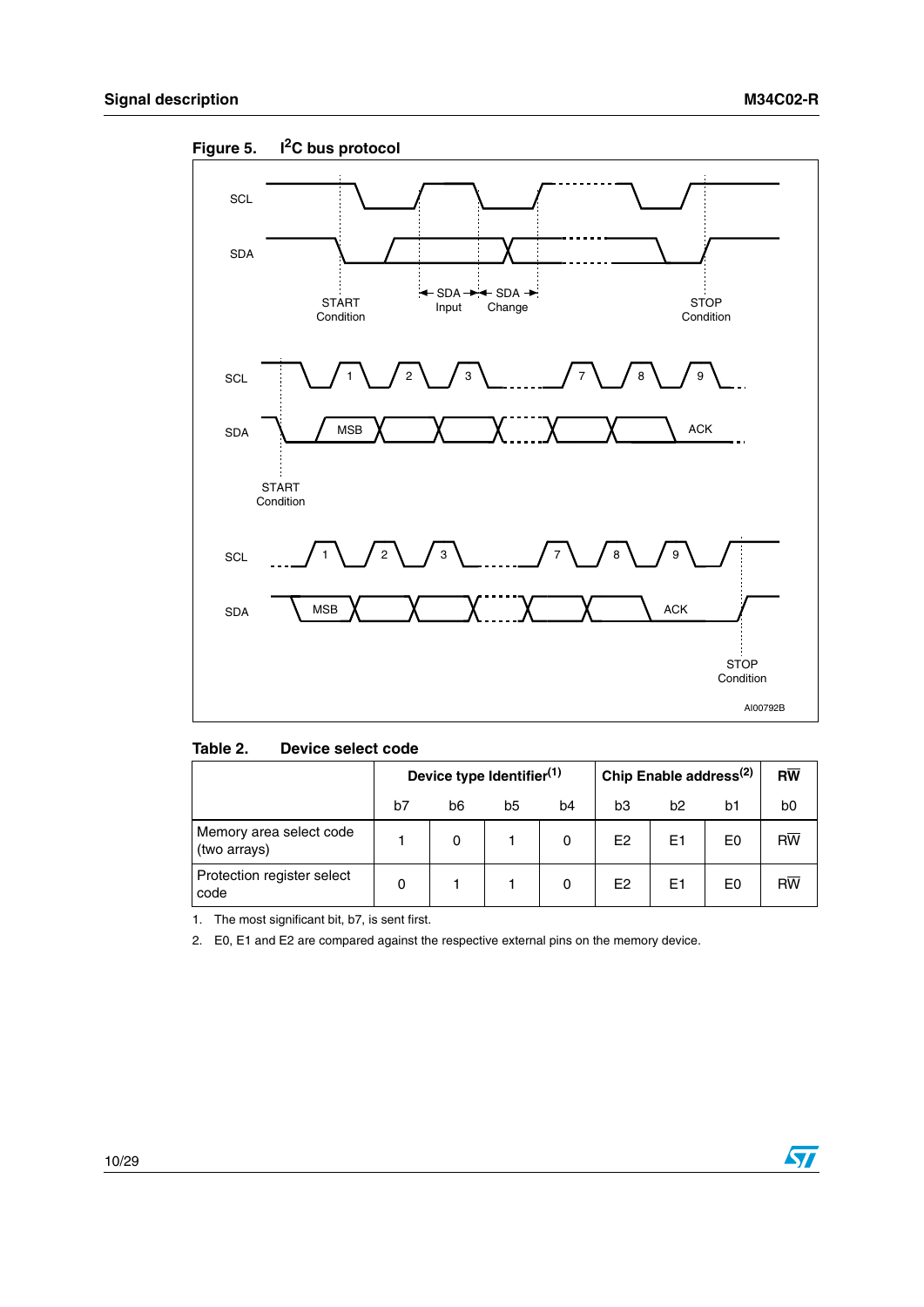**Figure 5. $I^2C$ bus protocol**

| | Device type identifier[1] | | | | Chip Enable address[2] | | | $R\overline{W}$ |
|---|---|---|---|---|---|---|---|---|
| | b7 | b6 | b5 | b4 | b3 | b2 | b1 | b0 |
| Memory area select code (two arrays) | 1 | 0 | 1 | 0 | E2 | E1 | E0 | $R\overline{W}$ |
| Protection register select code | 0 | 1 | 1 | 0 | E2 | E1 | E0 | $R\overline{W}$ |

**Table 2. Device select code**

1. The most significant bit, b7, is sent first.
2. E0, E1 and E2 are compared against the respective external pins on the memory device.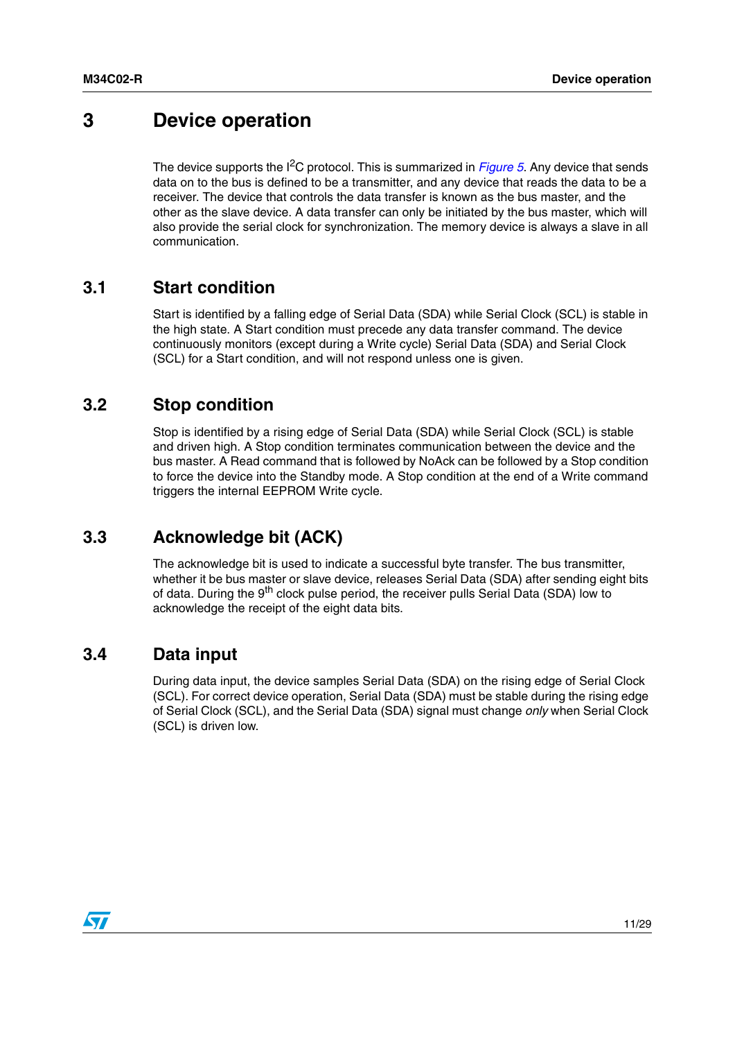# 3 Device operation

The device supports the $I^2C$ protocol. This is summarized in *Figure 5*. Any device that sends data on to the bus is defined to be a transmitter, and any device that reads the data to be a receiver. The device that controls the data transfer is known as the bus master, and the other as the slave device. A data transfer can only be initiated by the bus master, which will also provide the serial clock for synchronization. The memory device is always a slave in all communication.

## 3.1 Start condition

Start is identified by a falling edge of Serial Data (SDA) while Serial Clock (SCL) is stable in the high state. A Start condition must precede any data transfer command. The device continuously monitors (except during a Write cycle) Serial Data (SDA) and Serial Clock (SCL) for a Start condition, and will not respond unless one is given.

## 3.2 Stop condition

Stop is identified by a rising edge of Serial Data (SDA) while Serial Clock (SCL) is stable and driven high. A Stop condition terminates communication between the device and the bus master. A Read command that is followed by NoAck can be followed by a Stop condition to force the device into the Standby mode. A Stop condition at the end of a Write command triggers the internal EEPROM Write cycle.

## 3.3 Acknowledge bit (ACK)

The acknowledge bit is used to indicate a successful byte transfer. The bus transmitter, whether it be bus master or slave device, releases Serial Data (SDA) after sending eight bits of data. During the $9^{th}$ clock pulse period, the receiver pulls Serial Data (SDA) low to acknowledge the receipt of the eight data bits.

## 3.4 Data input

During data input, the device samples Serial Data (SDA) on the rising edge of Serial Clock (SCL). For correct device operation, Serial Data (SDA) must be stable during the rising edge of Serial Clock (SCL), and the Serial Data (SDA) signal must change *only* when Serial Clock (SCL) is driven low.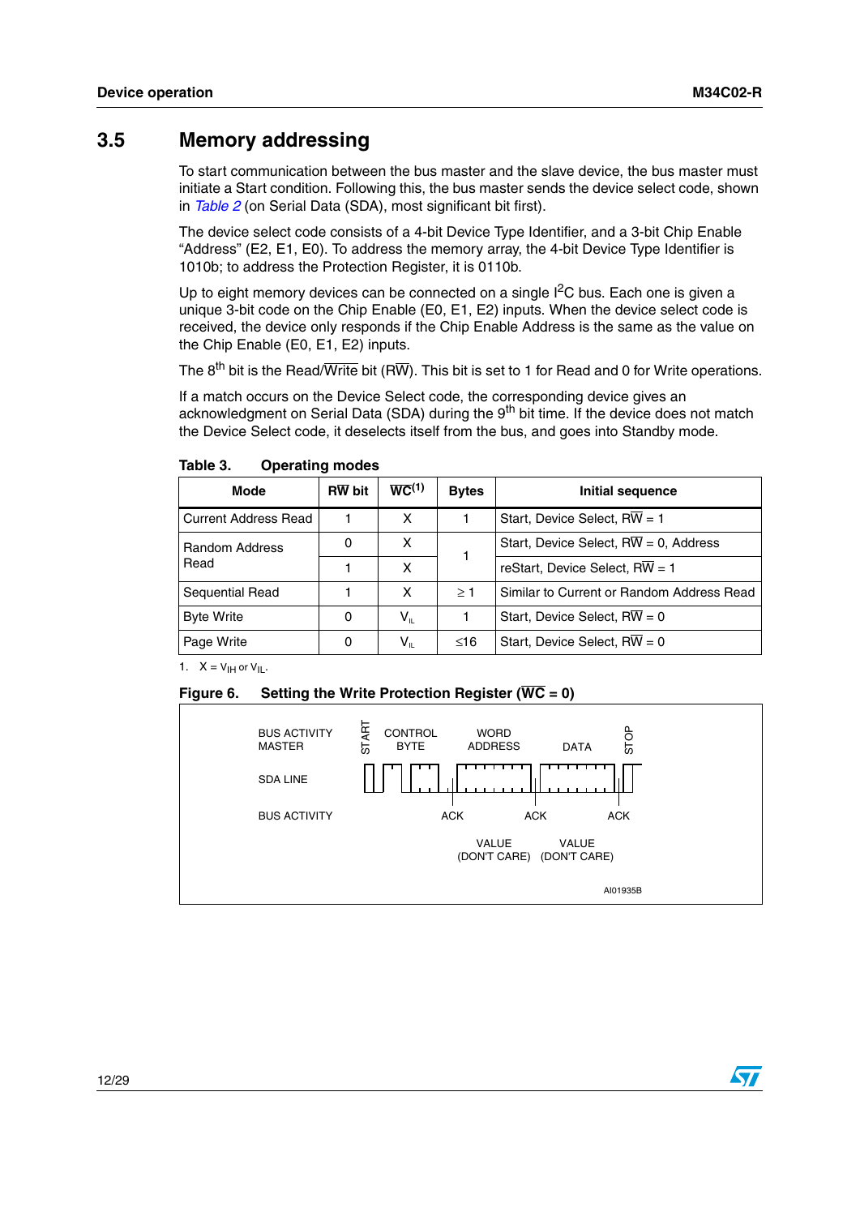## 3.5 Memory addressing

To start communication between the bus master and the slave device, the bus master must initiate a Start condition. Following this, the bus master sends the device select code, shown in Table 2 (on Serial Data (SDA), most significant bit first).

The device select code consists of a 4-bit Device Type Identifier, and a 3-bit Chip Enable "Address" (E2, E1, E0). To address the memory array, the 4-bit Device Type Identifier is 1010b; to address the Protection Register, it is 0110b.

Up to eight memory devices can be connected on a single $I^2C$ bus. Each one is given a unique 3-bit code on the Chip Enable (E0, E1, E2) inputs. When the device select code is received, the device only responds if the Chip Enable Address is the same as the value on the Chip Enable (E0, E1, E2) inputs.

The $8^{th}$ bit is the Read/$\overline{\text{Write}}$ bit (R$\overline{\text{W}}$). This bit is set to 1 for Read and 0 for Write operations.

If a match occurs on the Device Select code, the corresponding device gives an acknowledgment on Serial Data (SDA) during the $9^{th}$ bit time. If the device does not match the Device Select code, it deselects itself from the bus, and goes into Standby mode.

**Table 3. Operating modes**

| Mode | R$\overline{\text{W}}$ bit | $\overline{\text{WC}}$(1) | Bytes | Initial sequence |
|---|---|---|---|---|
| Current Address Read | 1 | X | 1 | Start, Device Select, R$\overline{\text{W}}$ = 1 |
| Random Address Read | 0 | X | 1 | Start, Device Select, R$\overline{\text{W}}$ = 0, Address |
| | 1 | X | | reStart, Device Select, R$\overline{\text{W}}$ = 1 |
| Sequential Read | 1 | X | $\geq 1$ | Similar to Current or Random Address Read |
| Byte Write | 0 | $V_{IL}$ | 1 | Start, Device Select, R$\overline{\text{W}}$ = 0 |
| Page Write | 0 | $V_{IL}$ | $\leq 16$ | Start, Device Select, R$\overline{\text{W}}$ = 0 |

1. X = $V_{IH}$ or $V_{IL}$.

**Figure 6. Setting the Write Protection Register ($\overline{\text{WC}}$ = 0)**

BUS ACTIVITY MASTER — START — CONTROL BYTE — WORD ADDRESS — DATA — STOP

SDA LINE

BUS ACTIVITY — ACK — ACK — ACK

VALUE (DON'T CARE) — VALUE (DON'T CARE)

AI01935B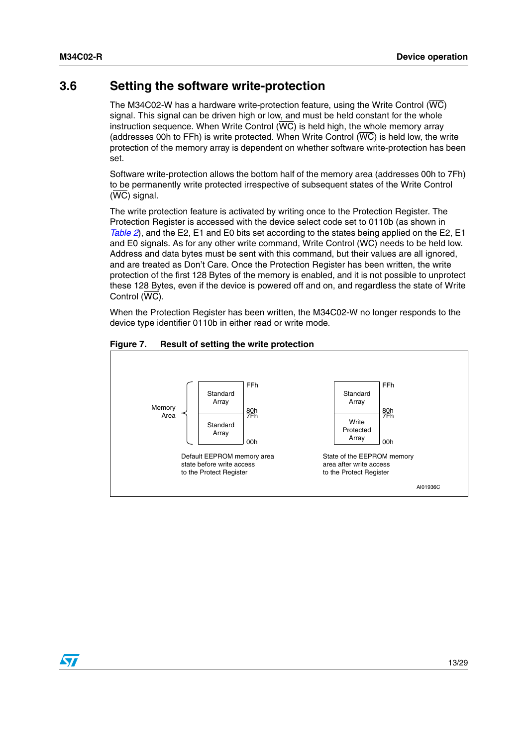## 3.6 Setting the software write-protection

The M34C02-W has a hardware write-protection feature, using the Write Control ($\overline{WC}$) signal. This signal can be driven high or low, and must be held constant for the whole instruction sequence. When Write Control ($\overline{WC}$) is held high, the whole memory array (addresses 00h to FFh) is write protected. When Write Control ($\overline{WC}$) is held low, the write protection of the memory array is dependent on whether software write-protection has been set.

Software write-protection allows the bottom half of the memory area (addresses 00h to 7Fh) to be permanently write protected irrespective of subsequent states of the Write Control ($\overline{WC}$) signal.

The write protection feature is activated by writing once to the Protection Register. The Protection Register is accessed with the device select code set to 0110b (as shown in *Table 2*), and the E2, E1 and E0 bits set according to the states being applied on the E2, E1 and E0 signals. As for any other write command, Write Control ($\overline{WC}$) needs to be held low. Address and data bytes must be sent with this command, but their values are all ignored, and are treated as Don't Care. Once the Protection Register has been written, the write protection of the first 128 Bytes of the memory is enabled, and it is not possible to unprotect these 128 Bytes, even if the device is powered off and on, and regardless the state of Write Control ($\overline{WC}$).

When the Protection Register has been written, the M34C02-W no longer responds to the device type identifier 0110b in either read or write mode.

**Figure 7. Result of setting the write protection**

| Memory Area | Default EEPROM memory area state before write access to the Protect Register | State of the EEPROM memory area after write access to the Protect Register |
|---|---|---|
| 80h – FFh | Standard Array | Standard Array |
| 00h – 7Fh | Standard Array | Write Protected Array |

AI01936C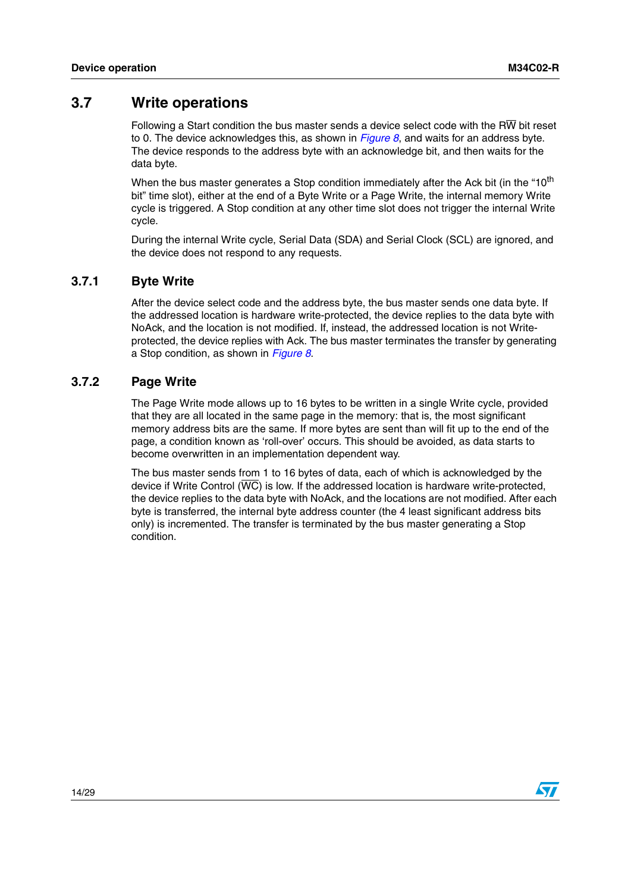## 3.7 Write operations

Following a Start condition the bus master sends a device select code with the R$\overline{\text{W}}$ bit reset to 0. The device acknowledges this, as shown in *Figure 8*, and waits for an address byte. The device responds to the address byte with an acknowledge bit, and then waits for the data byte.

When the bus master generates a Stop condition immediately after the Ack bit (in the "10th bit" time slot), either at the end of a Byte Write or a Page Write, the internal memory Write cycle is triggered. A Stop condition at any other time slot does not trigger the internal Write cycle.

During the internal Write cycle, Serial Data (SDA) and Serial Clock (SCL) are ignored, and the device does not respond to any requests.

### 3.7.1 Byte Write

After the device select code and the address byte, the bus master sends one data byte. If the addressed location is hardware write-protected, the device replies to the data byte with NoAck, and the location is not modified. If, instead, the addressed location is not Write-protected, the device replies with Ack. The bus master terminates the transfer by generating a Stop condition, as shown in *Figure 8*.

### 3.7.2 Page Write

The Page Write mode allows up to 16 bytes to be written in a single Write cycle, provided that they are all located in the same page in the memory: that is, the most significant memory address bits are the same. If more bytes are sent than will fit up to the end of the page, a condition known as 'roll-over' occurs. This should be avoided, as data starts to become overwritten in an implementation dependent way.

The bus master sends from 1 to 16 bytes of data, each of which is acknowledged by the device if Write Control ($\overline{\text{WC}}$) is low. If the addressed location is hardware write-protected, the device replies to the data byte with NoAck, and the locations are not modified. After each byte is transferred, the internal byte address counter (the 4 least significant address bits only) is incremented. The transfer is terminated by the bus master generating a Stop condition.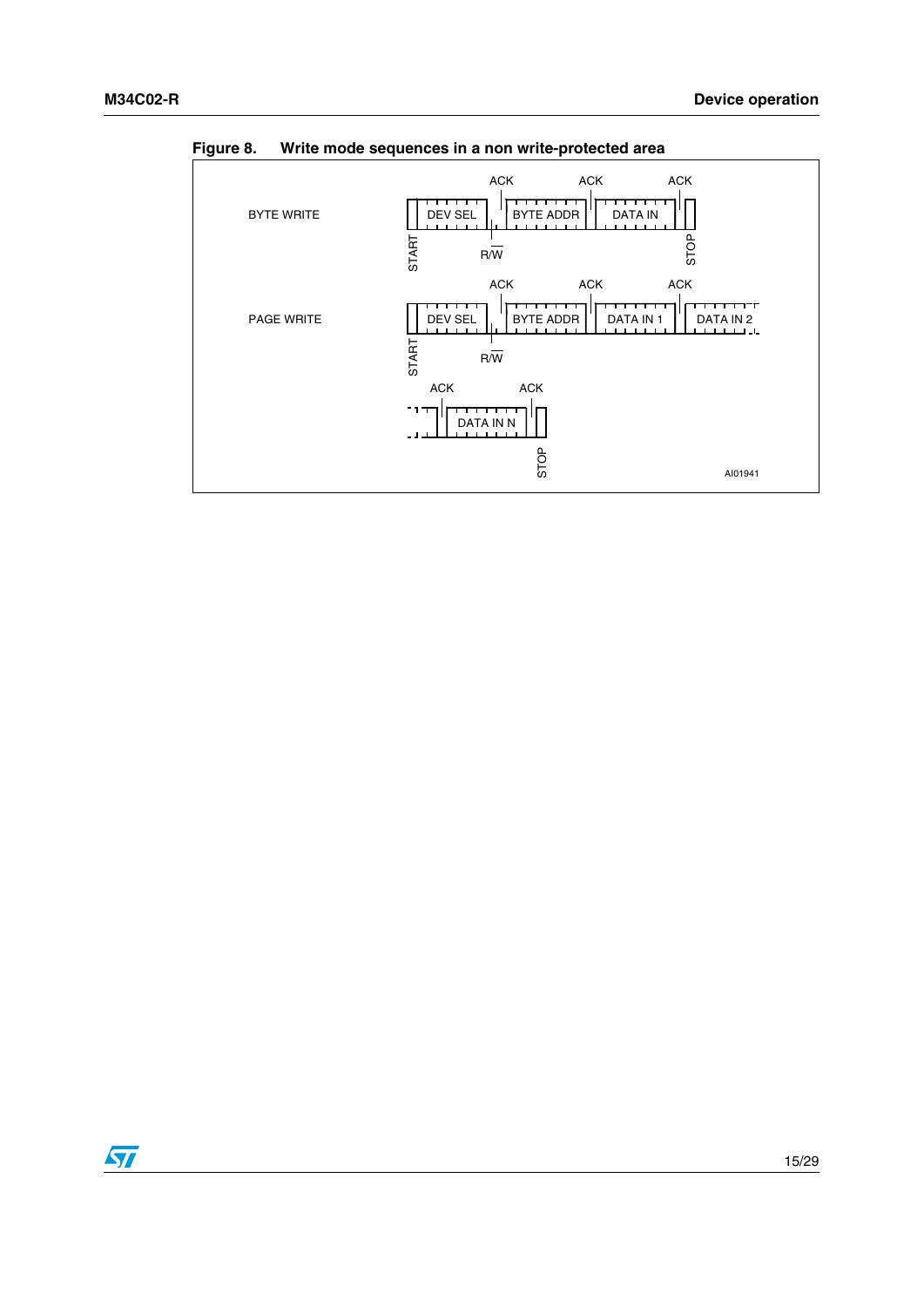Figure 8. Write mode sequences in a non write-protected area

BYTE WRITE: START | DEV SEL | R/W | ACK | BYTE ADDR | ACK | DATA IN | ACK | STOP

PAGE WRITE: START | DEV SEL | R/W | ACK | BYTE ADDR | ACK | DATA IN 1 | ACK | DATA IN 2 | ... | ACK | DATA IN N | ACK | STOP

AI01941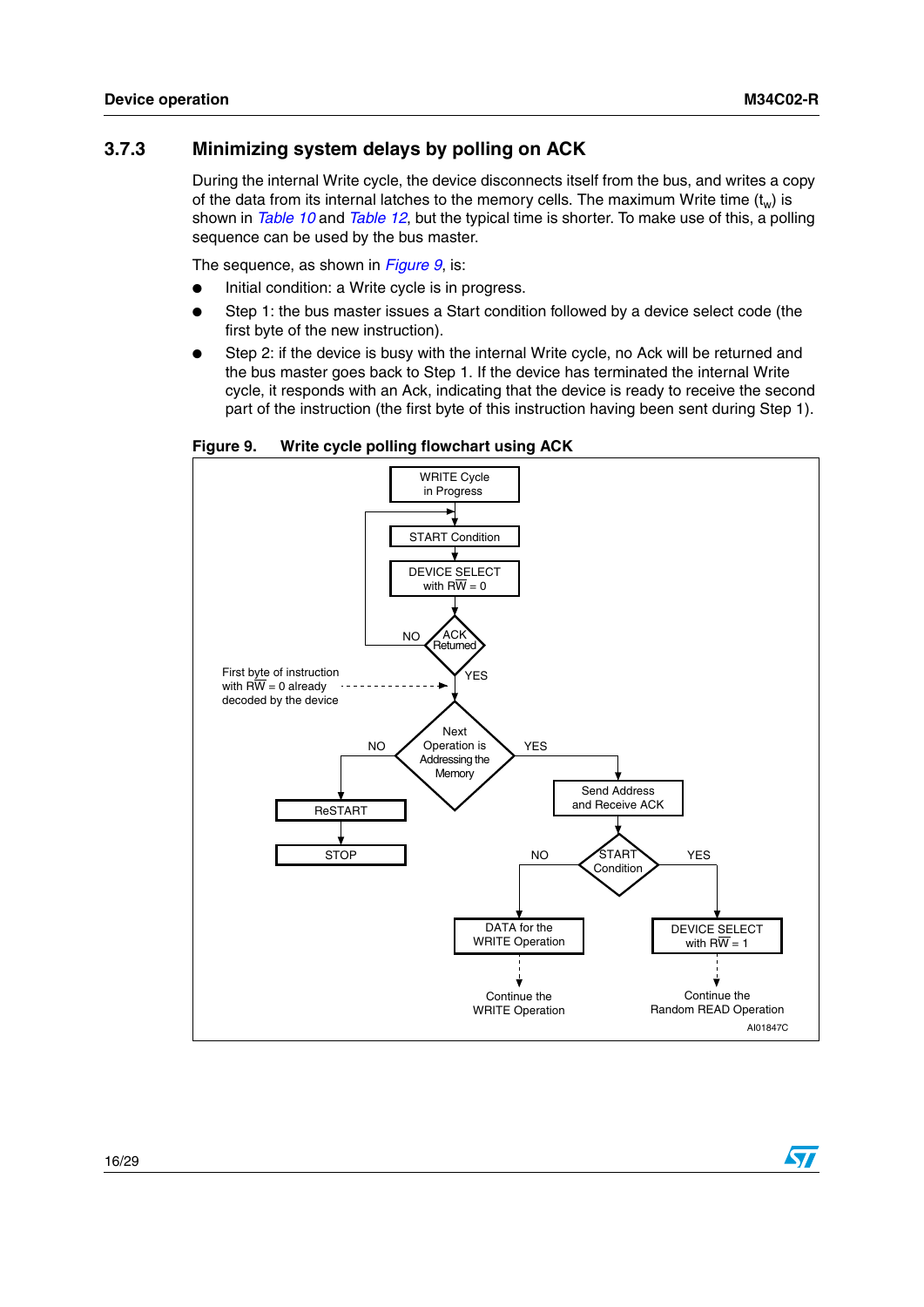### 3.7.3 Minimizing system delays by polling on ACK

During the internal Write cycle, the device disconnects itself from the bus, and writes a copy of the data from its internal latches to the memory cells. The maximum Write time ($t_w$) is shown in *Table 10* and *Table 12*, but the typical time is shorter. To make use of this, a polling sequence can be used by the bus master.

The sequence, as shown in *Figure 9*, is:

- Initial condition: a Write cycle is in progress.
- Step 1: the bus master issues a Start condition followed by a device select code (the first byte of the new instruction).
- Step 2: if the device is busy with the internal Write cycle, no Ack will be returned and the bus master goes back to Step 1. If the device has terminated the internal Write cycle, it responds with an Ack, indicating that the device is ready to receive the second part of the instruction (the first byte of this instruction having been sent during Step 1).

**Figure 9. Write cycle polling flowchart using ACK**

WRITE Cycle in Progress → START Condition → DEVICE SELECT with $\overline{RW}$ = 0 → ACK Returned? (NO: back to START Condition; YES: continue)

First byte of instruction with $\overline{RW}$ = 0 already decoded by the device

Next Operation is Addressing the Memory?
- NO → ReSTART → STOP
- YES → Send Address and Receive ACK → START Condition?
  - NO → DATA for the WRITE Operation → Continue the WRITE Operation
  - YES → DEVICE SELECT with $\overline{RW}$ = 1 → Continue the Random READ Operation

AI01847C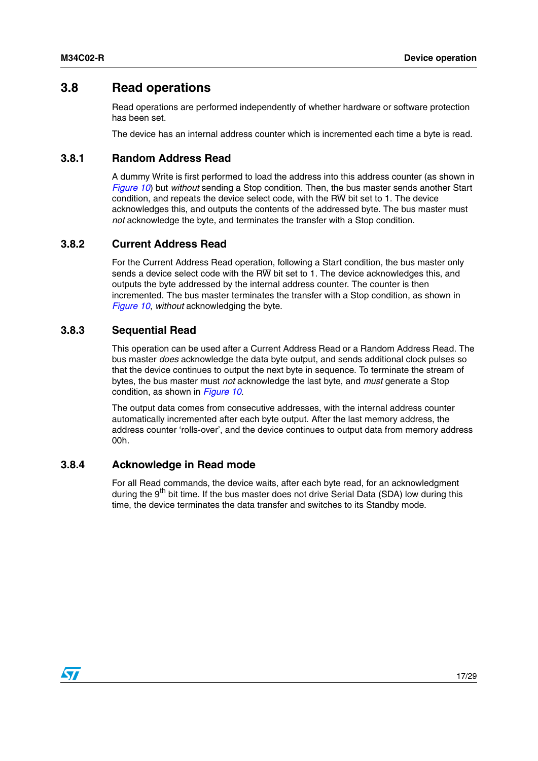## 3.8 Read operations

Read operations are performed independently of whether hardware or software protection has been set.

The device has an internal address counter which is incremented each time a byte is read.

### 3.8.1 Random Address Read

A dummy Write is first performed to load the address into this address counter (as shown in *Figure 10*) but *without* sending a Stop condition. Then, the bus master sends another Start condition, and repeats the device select code, with the $R\overline{W}$ bit set to 1. The device acknowledges this, and outputs the contents of the addressed byte. The bus master must *not* acknowledge the byte, and terminates the transfer with a Stop condition.

### 3.8.2 Current Address Read

For the Current Address Read operation, following a Start condition, the bus master only sends a device select code with the $R\overline{W}$ bit set to 1. The device acknowledges this, and outputs the byte addressed by the internal address counter. The counter is then incremented. The bus master terminates the transfer with a Stop condition, as shown in *Figure 10*, *without* acknowledging the byte.

### 3.8.3 Sequential Read

This operation can be used after a Current Address Read or a Random Address Read. The bus master *does* acknowledge the data byte output, and sends additional clock pulses so that the device continues to output the next byte in sequence. To terminate the stream of bytes, the bus master must *not* acknowledge the last byte, and *must* generate a Stop condition, as shown in *Figure 10*.

The output data comes from consecutive addresses, with the internal address counter automatically incremented after each byte output. After the last memory address, the address counter 'rolls-over', and the device continues to output data from memory address 00h.

### 3.8.4 Acknowledge in Read mode

For all Read commands, the device waits, after each byte read, for an acknowledgment during the $9^{th}$ bit time. If the bus master does not drive Serial Data (SDA) low during this time, the device terminates the data transfer and switches to its Standby mode.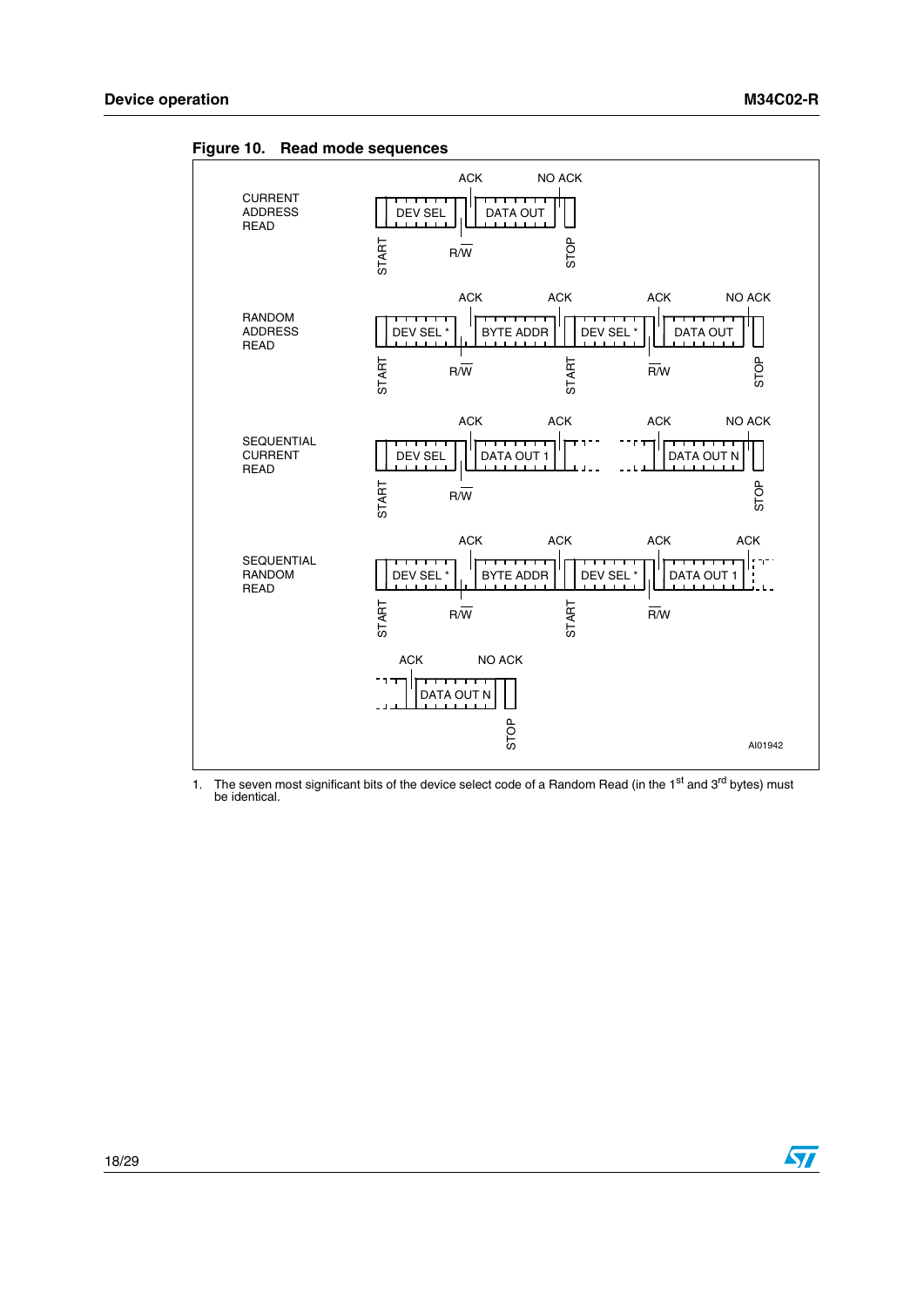**Figure 10. Read mode sequences**

CURRENT ADDRESS READ: START | DEV SEL | R/W | ACK | DATA OUT | NO ACK | STOP

RANDOM ADDRESS READ: START | DEV SEL * | R/W | ACK | BYTE ADDR | ACK | START | DEV SEL * | R/W | ACK | DATA OUT | NO ACK | STOP

SEQUENTIAL CURRENT READ: START | DEV SEL | R/W | ACK | DATA OUT 1 | ACK | ... | ACK | DATA OUT N | NO ACK | STOP

SEQUENTIAL RANDOM READ: START | DEV SEL * | R/W | ACK | BYTE ADDR | ACK | START | DEV SEL * | R/W | ACK | DATA OUT 1 | ACK | ... | ACK | DATA OUT N | NO ACK | STOP

AI01942

1. The seven most significant bits of the device select code of a Random Read (in the 1st and 3rd bytes) must be identical.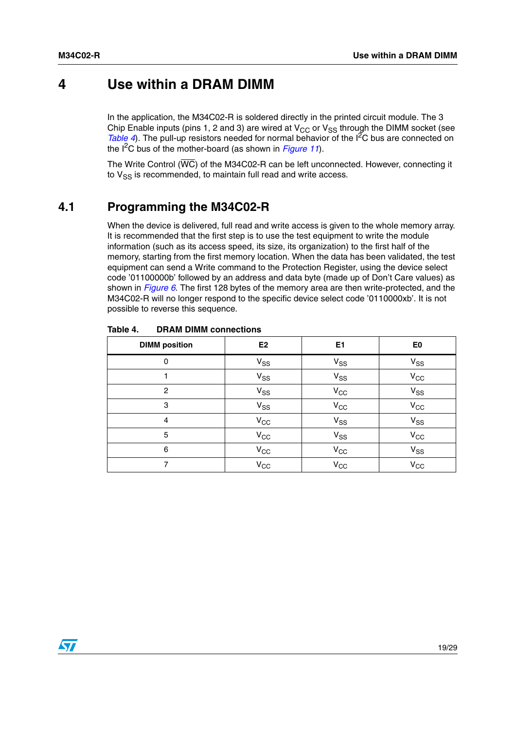# 4 Use within a DRAM DIMM

In the application, the M34C02-R is soldered directly in the printed circuit module. The 3 Chip Enable inputs (pins 1, 2 and 3) are wired at $V_{CC}$ or $V_{SS}$ through the DIMM socket (see *Table 4*). The pull-up resistors needed for normal behavior of the $I^2C$ bus are connected on the $I^2C$ bus of the mother-board (as shown in *Figure 11*).

The Write Control ($\overline{WC}$) of the M34C02-R can be left unconnected. However, connecting it to $V_{SS}$ is recommended, to maintain full read and write access.

## 4.1 Programming the M34C02-R

When the device is delivered, full read and write access is given to the whole memory array. It is recommended that the first step is to use the test equipment to write the module information (such as its access speed, its size, its organization) to the first half of the memory, starting from the first memory location. When the data has been validated, the test equipment can send a Write command to the Protection Register, using the device select code '01100000b' followed by an address and data byte (made up of Don't Care values) as shown in *Figure 6*. The first 128 bytes of the memory area are then write-protected, and the M34C02-R will no longer respond to the specific device select code '0110000xb'. It is not possible to reverse this sequence.

**Table 4. DRAM DIMM connections**

| DIMM position | E2 | E1 | E0 |
|---|---|---|---|
| 0 | $V_{SS}$ | $V_{SS}$ | $V_{SS}$ |
| 1 | $V_{SS}$ | $V_{SS}$ | $V_{CC}$ |
| 2 | $V_{SS}$ | $V_{CC}$ | $V_{SS}$ |
| 3 | $V_{SS}$ | $V_{CC}$ | $V_{CC}$ |
| 4 | $V_{CC}$ | $V_{SS}$ | $V_{SS}$ |
| 5 | $V_{CC}$ | $V_{SS}$ | $V_{CC}$ |
| 6 | $V_{CC}$ | $V_{CC}$ | $V_{SS}$ |
| 7 | $V_{CC}$ | $V_{CC}$ | $V_{CC}$ |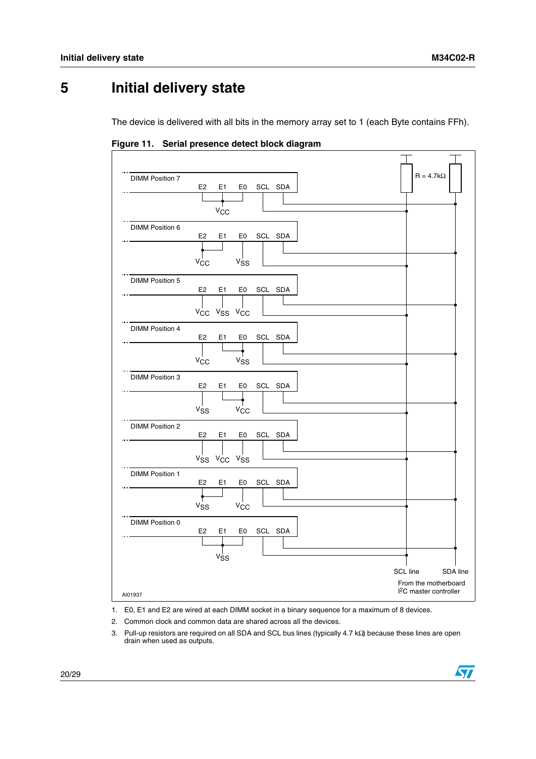# 5 Initial delivery state

The device is delivered with all bits in the memory array set to 1 (each Byte contains FFh).

**Figure 11. Serial presence detect block diagram**

1. E0, E1 and E2 are wired at each DIMM socket in a binary sequence for a maximum of 8 devices.
2. Common clock and common data are shared across all the devices.
3. Pull-up resistors are required on all SDA and SCL bus lines (typically 4.7 kΩ) because these lines are open drain when used as outputs.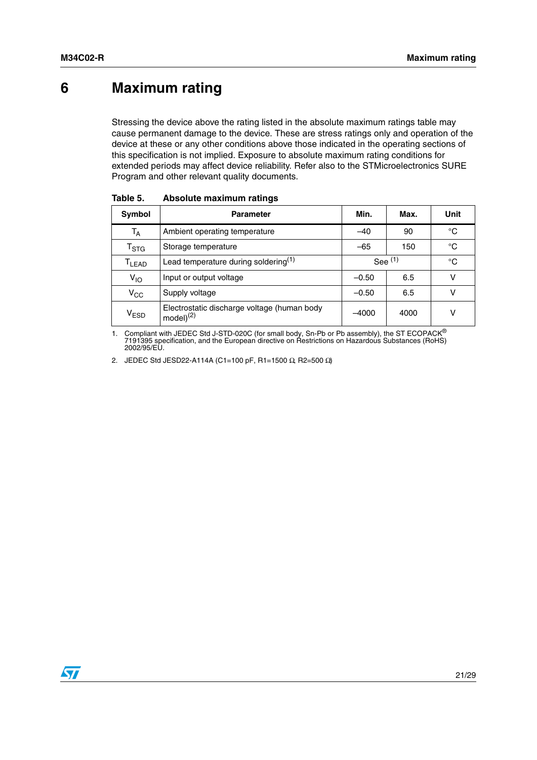# 6 Maximum rating

Stressing the device above the rating listed in the absolute maximum ratings table may cause permanent damage to the device. These are stress ratings only and operation of the device at these or any other conditions above those indicated in the operating sections of this specification is not implied. Exposure to absolute maximum rating conditions for extended periods may affect device reliability. Refer also to the STMicroelectronics SURE Program and other relevant quality documents.

**Table 5. Absolute maximum ratings**

| Symbol | Parameter | Min. | Max. | Unit |
|---|---|---|---|---|
| $T_A$ | Ambient operating temperature | –40 | 90 | °C |
| $T_{STG}$ | Storage temperature | –65 | 150 | °C |
| $T_{LEAD}$ | Lead temperature during soldering[1] | See [1] | | °C |
| $V_{IO}$ | Input or output voltage | –0.50 | 6.5 | V |
| $V_{CC}$ | Supply voltage | –0.50 | 6.5 | V |
| $V_{ESD}$ | Electrostatic discharge voltage (human body model)[2] | –4000 | 4000 | V |

1. Compliant with JEDEC Std J-STD-020C (for small body, Sn-Pb or Pb assembly), the ST ECOPACK® 7191395 specification, and the European directive on Restrictions on Hazardous Substances (RoHS) 2002/95/EU.
2. JEDEC Std JESD22-A114A (C1=100 pF, R1=1500 Ω, R2=500 Ω)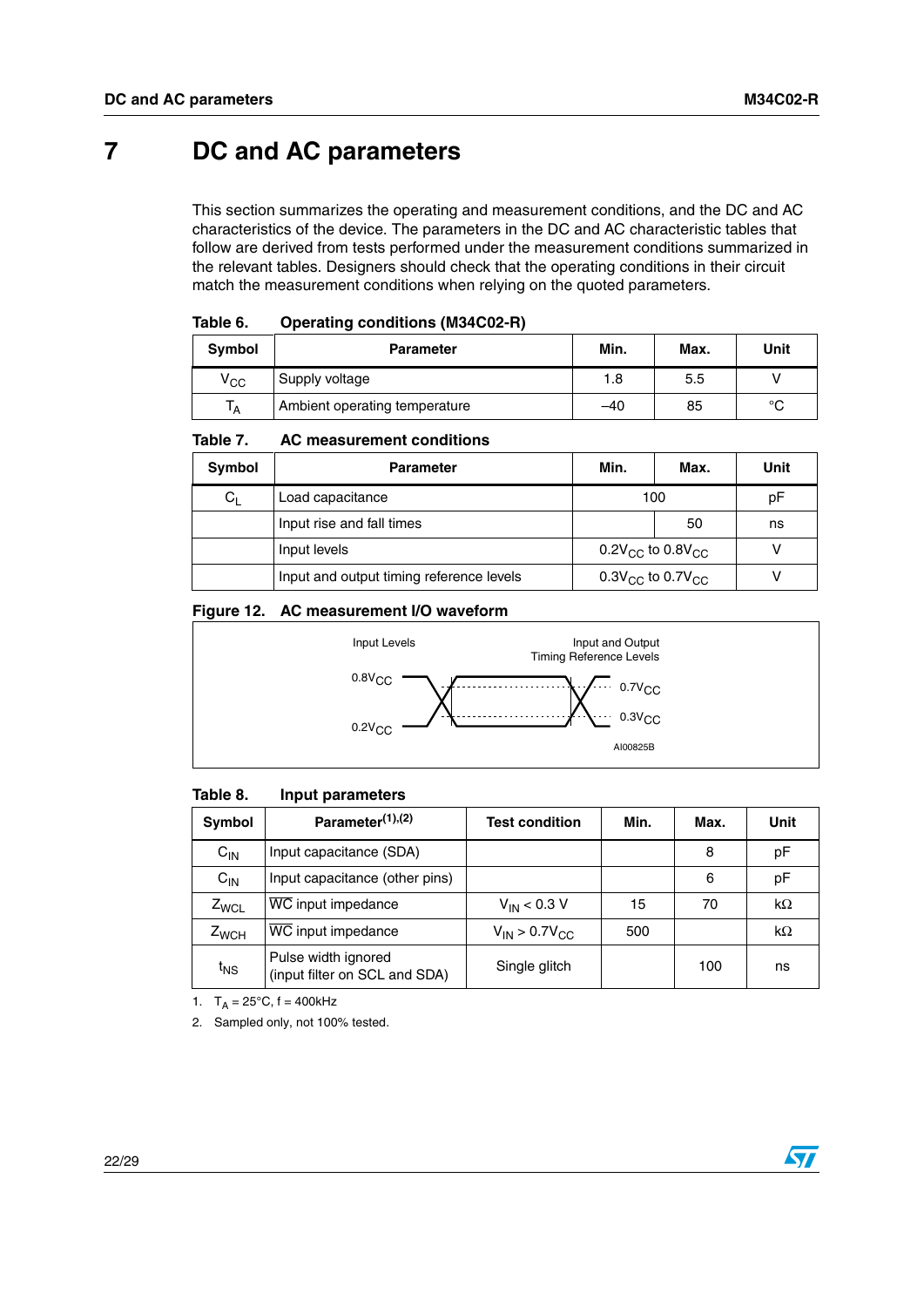# 7 DC and AC parameters

This section summarizes the operating and measurement conditions, and the DC and AC characteristics of the device. The parameters in the DC and AC characteristic tables that follow are derived from tests performed under the measurement conditions summarized in the relevant tables. Designers should check that the operating conditions in their circuit match the measurement conditions when relying on the quoted parameters.

**Table 6. Operating conditions (M34C02-R)**

| Symbol | Parameter | Min. | Max. | Unit |
|---|---|---|---|---|
| $V_{CC}$ | Supply voltage | 1.8 | 5.5 | V |
| $T_A$ | Ambient operating temperature | –40 | 85 | °C |

**Table 7. AC measurement conditions**

| Symbol | Parameter | Min. | Max. | Unit |
|---|---|---|---|---|
| $C_L$ | Load capacitance | 100 | | pF |
| | Input rise and fall times | | 50 | ns |
| | Input levels | $0.2V_{CC}$ to $0.8V_{CC}$ | | V |
| | Input and output timing reference levels | $0.3V_{CC}$ to $0.7V_{CC}$ | | V |

**Figure 12. AC measurement I/O waveform**

Input Levels: $0.8V_{CC}$, $0.2V_{CC}$

Input and Output Timing Reference Levels: $0.7V_{CC}$, $0.3V_{CC}$

AI00825B

**Table 8. Input parameters**

| Symbol | Parameter[1],[2] | Test condition | Min. | Max. | Unit |
|---|---|---|---|---|---|
| $C_{IN}$ | Input capacitance (SDA) | | | 8 | pF |
| $C_{IN}$ | Input capacitance (other pins) | | | 6 | pF |
| $Z_{WCL}$ | $\overline{WC}$ input impedance | $V_{IN} < 0.3$ V | 15 | 70 | kΩ |
| $Z_{WCH}$ | $\overline{WC}$ input impedance | $V_{IN} > 0.7V_{CC}$ | 500 | | kΩ |
| $t_{NS}$ | Pulse width ignored (input filter on SCL and SDA) | Single glitch | | 100 | ns |

1. $T_A = 25°C$, f = 400kHz
2. Sampled only, not 100% tested.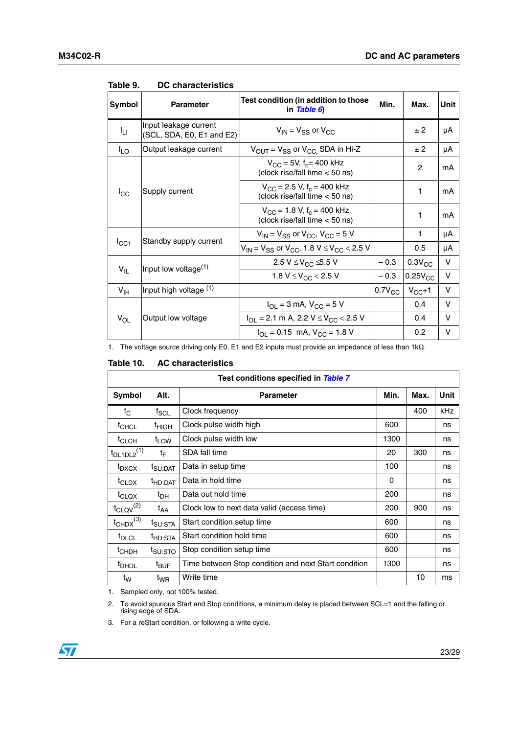**Table 9. DC characteristics**

| Symbol | Parameter | Test condition (in addition to those in *Table 6*) | Min. | Max. | Unit |
|---|---|---|---|---|---|
| $I_{LI}$ | Input leakage current (SCL, SDA, E0, E1 and E2) | $V_{IN} = V_{SS}$ or $V_{CC}$ | | ± 2 | µA |
| $I_{LO}$ | Output leakage current | $V_{OUT} = V_{SS}$ or $V_{CC}$, SDA in Hi-Z | | ± 2 | µA |
| $I_{CC}$ | Supply current | $V_{CC}$ = 5V, $f_c$= 400 kHz (clock rise/fall time < 50 ns) | | 2 | mA |
| | | $V_{CC}$ = 2.5 V, $f_c$ = 400 kHz (clock rise/fall time < 50 ns) | | 1 | mA |
| | | $V_{CC}$ = 1.8 V, $f_c$ = 400 kHz (clock rise/fall time < 50 ns) | | 1 | mA |
| $I_{CC1}$ | Standby supply current | $V_{IN} = V_{SS}$ or $V_{CC}$, $V_{CC}$ = 5 V | | 1 | µA |
| | | $V_{IN} = V_{SS}$ or $V_{CC}$, 1.8 V ≤ $V_{CC}$ < 2.5 V | | 0.5 | µA |
| $V_{IL}$ | Input low voltage(1) | 2.5 V ≤ $V_{CC}$ ≤5.5 V | – 0.3 | $0.3V_{CC}$ | V |
| | | 1.8 V ≤ $V_{CC}$ < 2.5 V | – 0.3 | $0.25V_{CC}$ | V |
| $V_{IH}$ | Input high voltage (1) | | $0.7V_{CC}$ | $V_{CC}$+1 | V |
| $V_{OL}$ | Output low voltage | $I_{OL}$ = 3 mA, $V_{CC}$ = 5 V | | 0.4 | V |
| | | $I_{OL}$ = 2.1 m A, 2.2 V ≤ $V_{CC}$ < 2.5 V | | 0.4 | V |
| | | $I_{OL}$ = 0.15 mA, $V_{CC}$ = 1.8 V | | 0.2 | V |

1. The voltage source driving only E0, E1 and E2 inputs must provide an impedance of less than 1kΩ.

**Table 10. AC characteristics**

| Test conditions specified in *Table 7* | | | | | |
|---|---|---|---|---|---|
| **Symbol** | **Alt.** | **Parameter** | **Min.** | **Max.** | **Unit** |
| $f_C$ | $f_{SCL}$ | Clock frequency | | 400 | kHz |
| $t_{CHCL}$ | $t_{HIGH}$ | Clock pulse width high | 600 | | ns |
| $t_{CLCH}$ | $t_{LOW}$ | Clock pulse width low | 1300 | | ns |
| $t_{DL1DL2}$(1) | $t_F$ | SDA fall time | 20 | 300 | ns |
| $t_{DXCX}$ | $t_{SU:DAT}$ | Data in setup time | 100 | | ns |
| $t_{CLDX}$ | $t_{HD:DAT}$ | Data in hold time | 0 | | ns |
| $t_{CLQX}$ | $t_{DH}$ | Data out hold time | 200 | | ns |
| $t_{CLQV}$(2) | $t_{AA}$ | Clock low to next data valid (access time) | 200 | 900 | ns |
| $t_{CHDX}$(3) | $t_{SU:STA}$ | Start condition setup time | 600 | | ns |
| $t_{DLCL}$ | $t_{HD:STA}$ | Start condition hold time | 600 | | ns |
| $t_{CHDH}$ | $t_{SU:STO}$ | Stop condition setup time | 600 | | ns |
| $t_{DHDL}$ | $t_{BUF}$ | Time between Stop condition and next Start condition | 1300 | | ns |
| $t_W$ | $t_{WR}$ | Write time | | 10 | ms |

1. Sampled only, not 100% tested.
2. To avoid spurious Start and Stop conditions, a minimum delay is placed between SCL=1 and the falling or rising edge of SDA.
3. For a reStart condition, or following a write cycle.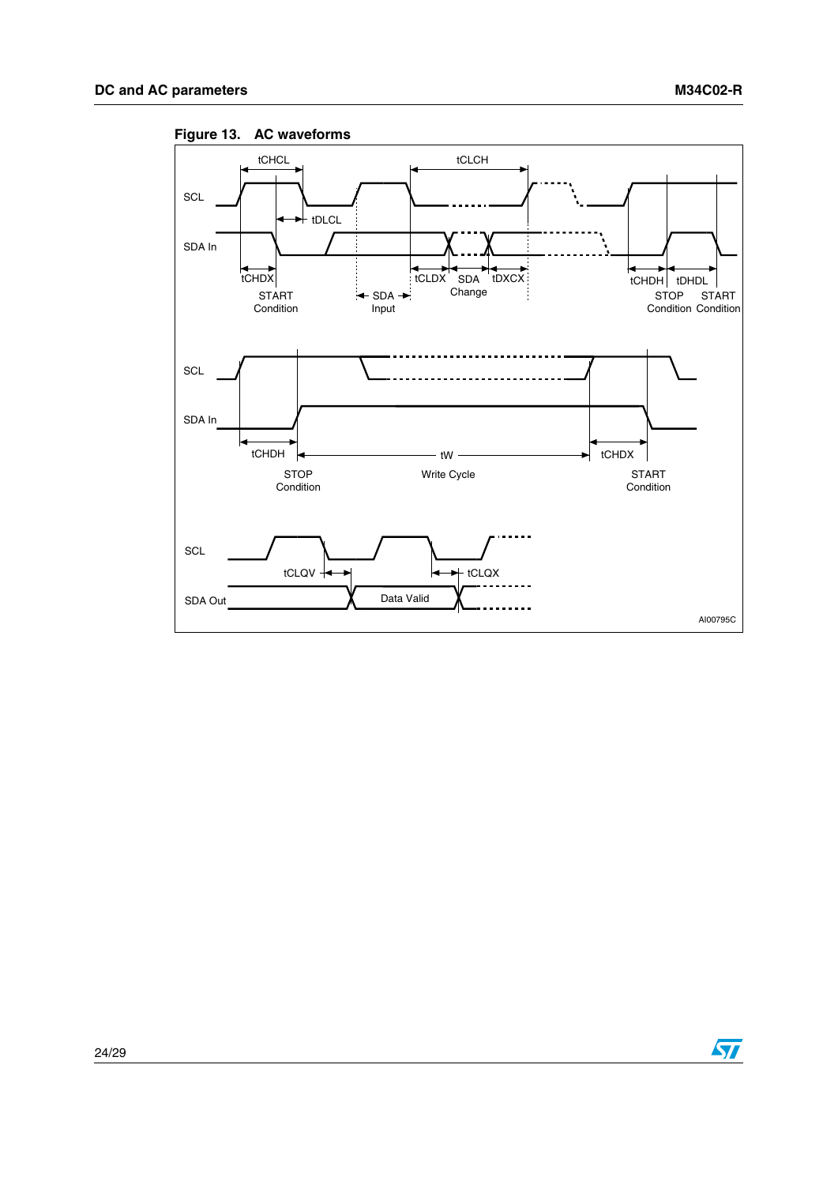**Figure 13. AC waveforms**

SCL

SDA In

tCHCL tCLCH tDLCL tCHDX tCLDX tDXCX tCHDH tDHDL

START Condition SDA Input SDA Change STOP Condition START Condition

SCL

SDA In

tCHDH tW tCHDX

STOP Condition Write Cycle START Condition

SCL

SDA Out

tCLQV tCLQX

Data Valid

AI00795C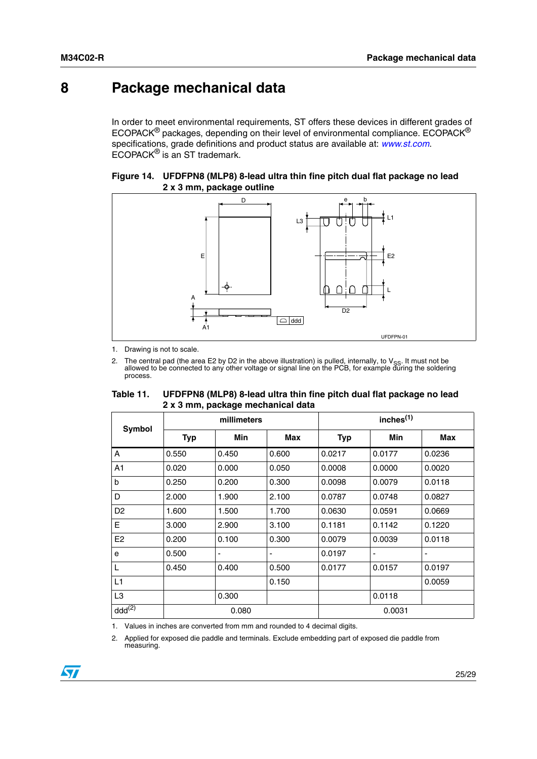# 8 Package mechanical data

In order to meet environmental requirements, ST offers these devices in different grades of ECOPACK® packages, depending on their level of environmental compliance. ECOPACK® specifications, grade definitions and product status are available at: *www.st.com*. ECOPACK® is an ST trademark.

**Figure 14. UFDFPN8 (MLP8) 8-lead ultra thin fine pitch dual flat package no lead 2 x 3 mm, package outline**

1. Drawing is not to scale.
2. The central pad (the area E2 by D2 in the above illustration) is pulled, internally, to $V_{SS}$. It must not be allowed to be connected to any other voltage or signal line on the PCB, for example during the soldering process.

**Table 11. UFDFPN8 (MLP8) 8-lead ultra thin fine pitch dual flat package no lead 2 x 3 mm, package mechanical data**

| Symbol | millimeters | | | inches[1] | | |
|---|---|---|---|---|---|---|
| | Typ | Min | Max | Typ | Min | Max |
| A | 0.550 | 0.450 | 0.600 | 0.0217 | 0.0177 | 0.0236 |
| A1 | 0.020 | 0.000 | 0.050 | 0.0008 | 0.0000 | 0.0020 |
| b | 0.250 | 0.200 | 0.300 | 0.0098 | 0.0079 | 0.0118 |
| D | 2.000 | 1.900 | 2.100 | 0.0787 | 0.0748 | 0.0827 |
| D2 | 1.600 | 1.500 | 1.700 | 0.0630 | 0.0591 | 0.0669 |
| E | 3.000 | 2.900 | 3.100 | 0.1181 | 0.1142 | 0.1220 |
| E2 | 0.200 | 0.100 | 0.300 | 0.0079 | 0.0039 | 0.0118 |
| e | 0.500 | - | - | 0.0197 | - | - |
| L | 0.450 | 0.400 | 0.500 | 0.0177 | 0.0157 | 0.0197 |
| L1 | | | 0.150 | | | 0.0059 |
| L3 | | 0.300 | | | 0.0118 | |
| ddd[2] | 0.080 | | | 0.0031 | | |

1. Values in inches are converted from mm and rounded to 4 decimal digits.
2. Applied for exposed die paddle and terminals. Exclude embedding part of exposed die paddle from measuring.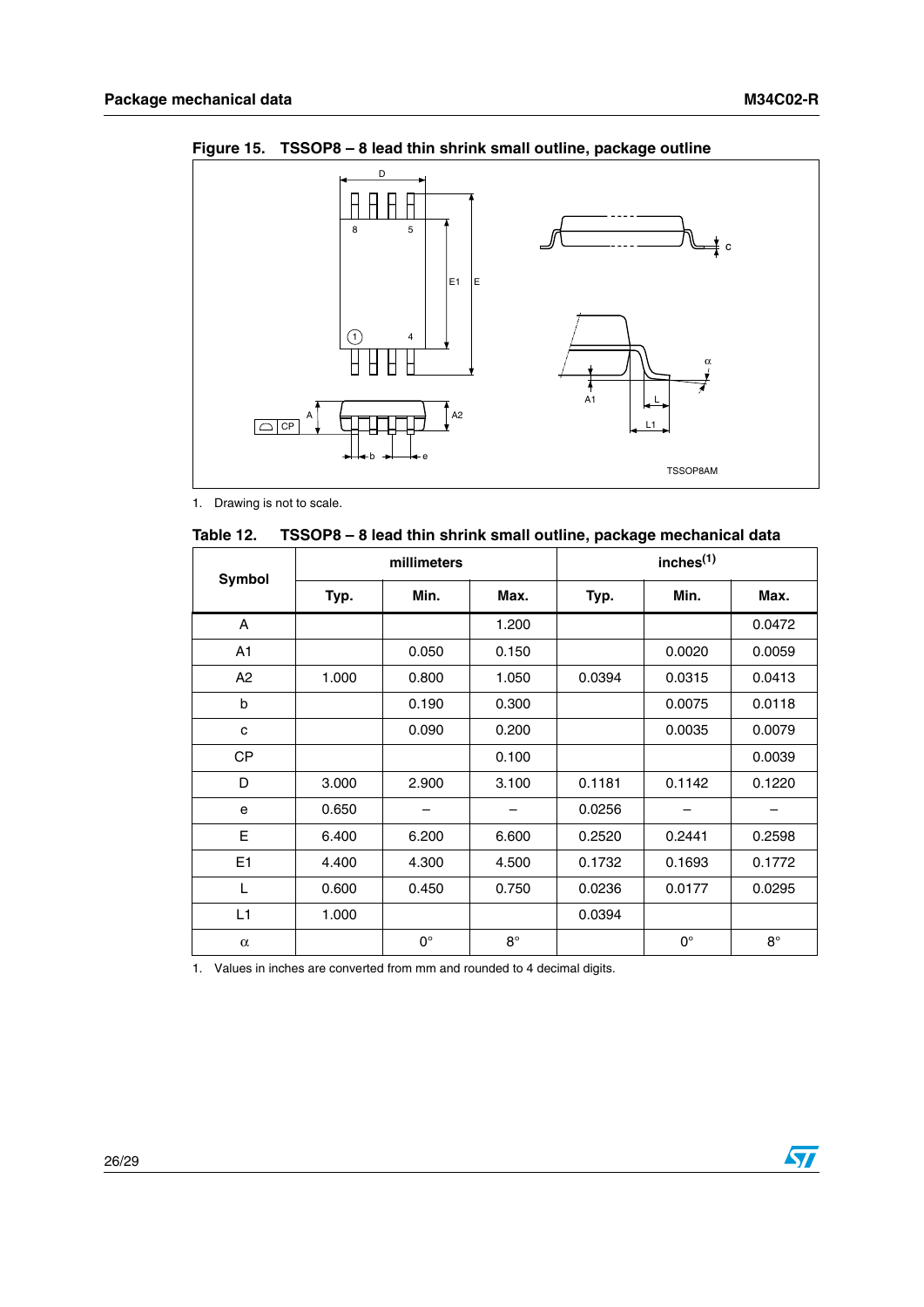**Figure 15. TSSOP8 – 8 lead thin shrink small outline, package outline**

1. Drawing is not to scale.

**Table 12. TSSOP8 – 8 lead thin shrink small outline, package mechanical data**

| Symbol | millimeters | | | inches[(1)] | | |
|---|---|---|---|---|---|---|
| | Typ. | Min. | Max. | Typ. | Min. | Max. |
| A | | | 1.200 | | | 0.0472 |
| A1 | | 0.050 | 0.150 | | 0.0020 | 0.0059 |
| A2 | 1.000 | 0.800 | 1.050 | 0.0394 | 0.0315 | 0.0413 |
| b | | 0.190 | 0.300 | | 0.0075 | 0.0118 |
| c | | 0.090 | 0.200 | | 0.0035 | 0.0079 |
| CP | | | 0.100 | | | 0.0039 |
| D | 3.000 | 2.900 | 3.100 | 0.1181 | 0.1142 | 0.1220 |
| e | 0.650 | – | – | 0.0256 | – | – |
| E | 6.400 | 6.200 | 6.600 | 0.2520 | 0.2441 | 0.2598 |
| E1 | 4.400 | 4.300 | 4.500 | 0.1732 | 0.1693 | 0.1772 |
| L | 0.600 | 0.450 | 0.750 | 0.0236 | 0.0177 | 0.0295 |
| L1 | 1.000 | | | 0.0394 | | |
| $\alpha$ | | 0° | 8° | | 0° | 8° |

1. Values in inches are converted from mm and rounded to 4 decimal digits.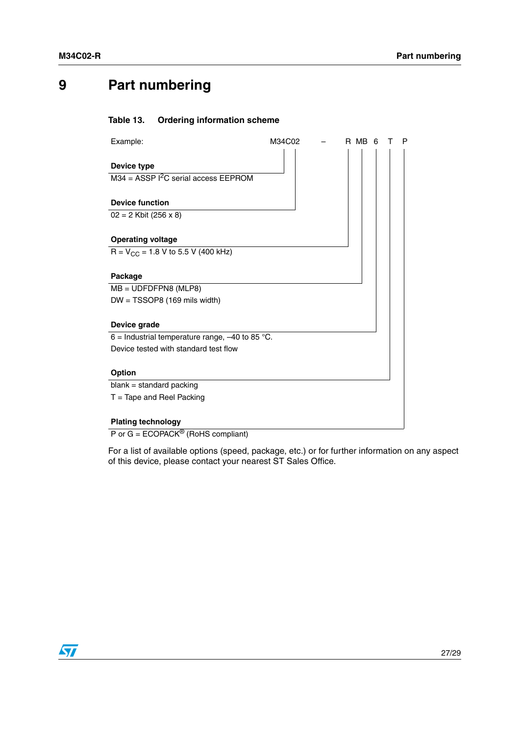# 9 Part numbering

**Table 13. Ordering information scheme**

Example: M34C02 – R MB 6 T P

**Device type**

M34 = ASSP $I^2C$ serial access EEPROM

**Device function**

02 = 2 Kbit (256 x 8)

**Operating voltage**

R = $V_{CC}$ = 1.8 V to 5.5 V (400 kHz)

**Package**

MB = UDFDFPN8 (MLP8)

DW = TSSOP8 (169 mils width)

**Device grade**

6 = Industrial temperature range, –40 to 85 °C.

Device tested with standard test flow

**Option**

blank = standard packing

T = Tape and Reel Packing

**Plating technology**

P or G = ECOPACK® (RoHS compliant)

For a list of available options (speed, package, etc.) or for further information on any aspect of this device, please contact your nearest ST Sales Office.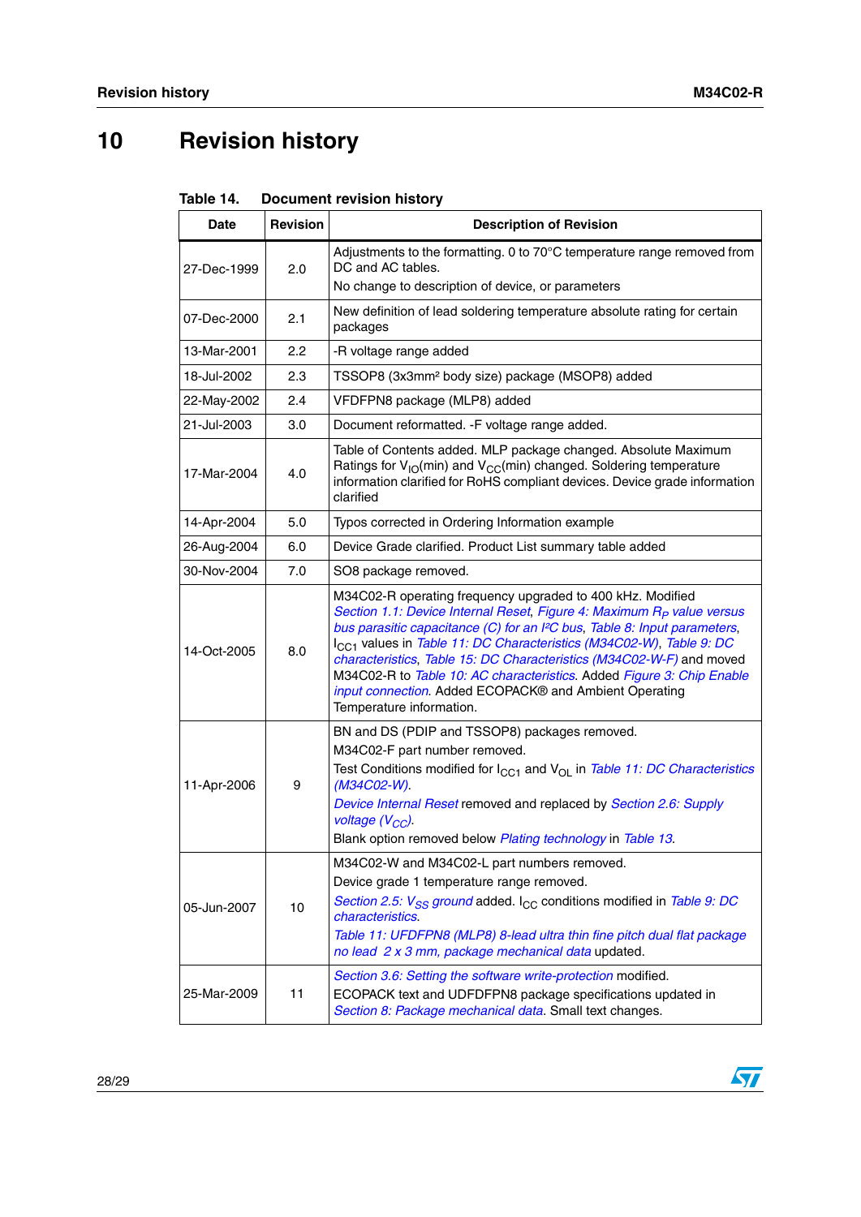# 10 Revision history

**Table 14. Document revision history**

| Date | Revision | Description of Revision |
|---|---|---|
| 27-Dec-1999 | 2.0 | Adjustments to the formatting. 0 to 70°C temperature range removed from DC and AC tables.<br>No change to description of device, or parameters |
| 07-Dec-2000 | 2.1 | New definition of lead soldering temperature absolute rating for certain packages |
| 13-Mar-2001 | 2.2 | -R voltage range added |
| 18-Jul-2002 | 2.3 | TSSOP8 (3x3mm² body size) package (MSOP8) added |
| 22-May-2002 | 2.4 | VFDFPN8 package (MLP8) added |
| 21-Jul-2003 | 3.0 | Document reformatted. -F voltage range added. |
| 17-Mar-2004 | 4.0 | Table of Contents added. MLP package changed. Absolute Maximum Ratings for $V_{IO}$(min) and $V_{CC}$(min) changed. Soldering temperature information clarified for RoHS compliant devices. Device grade information clarified |
| 14-Apr-2004 | 5.0 | Typos corrected in Ordering Information example |
| 26-Aug-2004 | 6.0 | Device Grade clarified. Product List summary table added |
| 30-Nov-2004 | 7.0 | SO8 package removed. |
| 14-Oct-2005 | 8.0 | M34C02-R operating frequency upgraded to 400 kHz. Modified *Section 1.1: Device Internal Reset*, *Figure 4: Maximum $R_P$ value versus bus parasitic capacitance (C) for an I²C bus*, *Table 8: Input parameters*, $I_{CC1}$ values in *Table 11: DC Characteristics (M34C02-W)*, *Table 9: DC characteristics*, *Table 15: DC Characteristics (M34C02-W-F)* and moved M34C02-R to *Table 10: AC characteristics*. Added *Figure 3: Chip Enable input connection*. Added ECOPACK® and Ambient Operating Temperature information. |
| 11-Apr-2006 | 9 | BN and DS (PDIP and TSSOP8) packages removed.<br>M34C02-F part number removed.<br>Test Conditions modified for $I_{CC1}$ and $V_{OL}$ in *Table 11: DC Characteristics (M34C02-W)*.<br>*Device Internal Reset* removed and replaced by *Section 2.6: Supply voltage ($V_{CC}$)*.<br>Blank option removed below *Plating technology* in *Table 13*. |
| 05-Jun-2007 | 10 | M34C02-W and M34C02-L part numbers removed.<br>Device grade 1 temperature range removed.<br>*Section 2.5: $V_{SS}$ ground* added. $I_{CC}$ conditions modified in *Table 9: DC characteristics*.<br>*Table 11: UFDFPN8 (MLP8) 8-lead ultra thin fine pitch dual flat package no lead 2 x 3 mm, package mechanical data* updated. |
| 25-Mar-2009 | 11 | *Section 3.6: Setting the software write-protection* modified.<br>ECOPACK text and UDFDFPN8 package specifications updated in *Section 8: Package mechanical data*. Small text changes. |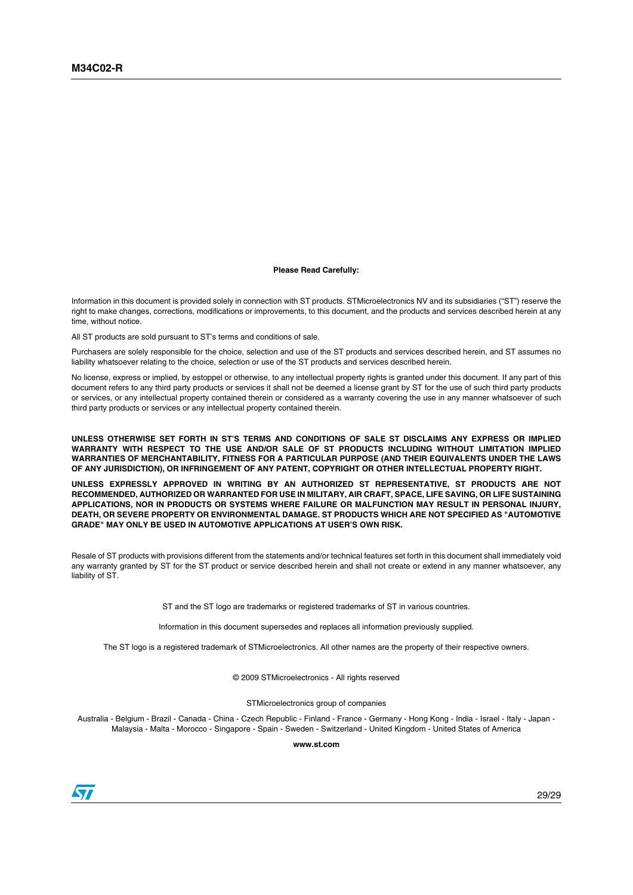**Please Read Carefully:**

Information in this document is provided solely in connection with ST products. STMicroelectronics NV and its subsidiaries ("ST") reserve the right to make changes, corrections, modifications or improvements, to this document, and the products and services described herein at any time, without notice.

All ST products are sold pursuant to ST's terms and conditions of sale.

Purchasers are solely responsible for the choice, selection and use of the ST products and services described herein, and ST assumes no liability whatsoever relating to the choice, selection or use of the ST products and services described herein.

No license, express or implied, by estoppel or otherwise, to any intellectual property rights is granted under this document. If any part of this document refers to any third party products or services it shall not be deemed a license grant by ST for the use of such third party products or services, or any intellectual property contained therein or considered as a warranty covering the use in any manner whatsoever of such third party products or services or any intellectual property contained therein.

**UNLESS OTHERWISE SET FORTH IN ST'S TERMS AND CONDITIONS OF SALE ST DISCLAIMS ANY EXPRESS OR IMPLIED WARRANTY WITH RESPECT TO THE USE AND/OR SALE OF ST PRODUCTS INCLUDING WITHOUT LIMITATION IMPLIED WARRANTIES OF MERCHANTABILITY, FITNESS FOR A PARTICULAR PURPOSE (AND THEIR EQUIVALENTS UNDER THE LAWS OF ANY JURISDICTION), OR INFRINGEMENT OF ANY PATENT, COPYRIGHT OR OTHER INTELLECTUAL PROPERTY RIGHT.**

**UNLESS EXPRESSLY APPROVED IN WRITING BY AN AUTHORIZED ST REPRESENTATIVE, ST PRODUCTS ARE NOT RECOMMENDED, AUTHORIZED OR WARRANTED FOR USE IN MILITARY, AIR CRAFT, SPACE, LIFE SAVING, OR LIFE SUSTAINING APPLICATIONS, NOR IN PRODUCTS OR SYSTEMS WHERE FAILURE OR MALFUNCTION MAY RESULT IN PERSONAL INJURY, DEATH, OR SEVERE PROPERTY OR ENVIRONMENTAL DAMAGE. ST PRODUCTS WHICH ARE NOT SPECIFIED AS "AUTOMOTIVE GRADE" MAY ONLY BE USED IN AUTOMOTIVE APPLICATIONS AT USER'S OWN RISK.**

Resale of ST products with provisions different from the statements and/or technical features set forth in this document shall immediately void any warranty granted by ST for the ST product or service described herein and shall not create or extend in any manner whatsoever, any liability of ST.

ST and the ST logo are trademarks or registered trademarks of ST in various countries.

Information in this document supersedes and replaces all information previously supplied.

The ST logo is a registered trademark of STMicroelectronics. All other names are the property of their respective owners.

© 2009 STMicroelectronics - All rights reserved

STMicroelectronics group of companies

Australia - Belgium - Brazil - Canada - China - Czech Republic - Finland - France - Germany - Hong Kong - India - Israel - Italy - Japan - Malaysia - Malta - Morocco - Singapore - Spain - Sweden - Switzerland - United Kingdom - United States of America

**www.st.com**